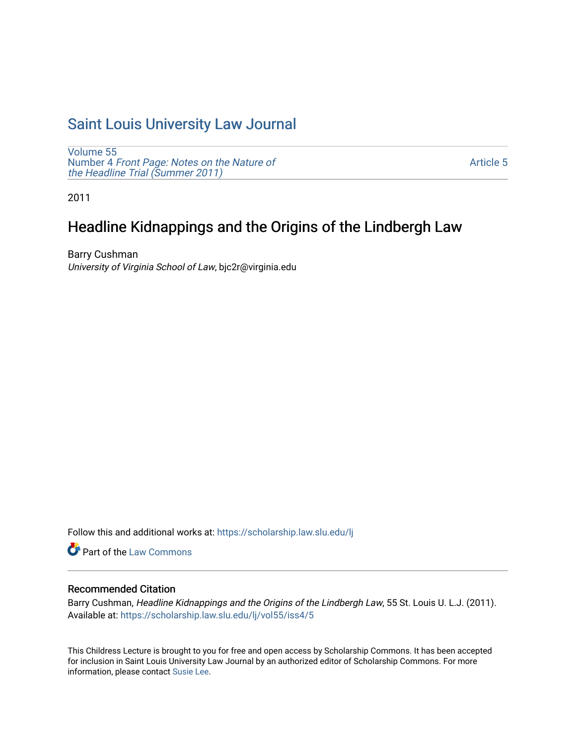# Saint Louis University Law Journal

Volume 55
Number 4 *Front Page: Notes on the Nature of the Headline Trial (Summer 2011)*

Article 5

2011

## Headline Kidnappings and the Origins of the Lindbergh Law

Barry Cushman
*University of Virginia School of Law*, bjc2r@virginia.edu

Follow this and additional works at: https://scholarship.law.slu.edu/lj

Part of the Law Commons

### Recommended Citation

Barry Cushman, *Headline Kidnappings and the Origins of the Lindbergh Law*, 55 St. Louis U. L.J. (2011).
Available at: https://scholarship.law.slu.edu/lj/vol55/iss4/5

This Childress Lecture is brought to you for free and open access by Scholarship Commons. It has been accepted for inclusion in Saint Louis University Law Journal by an authorized editor of Scholarship Commons. For more information, please contact Susie Lee.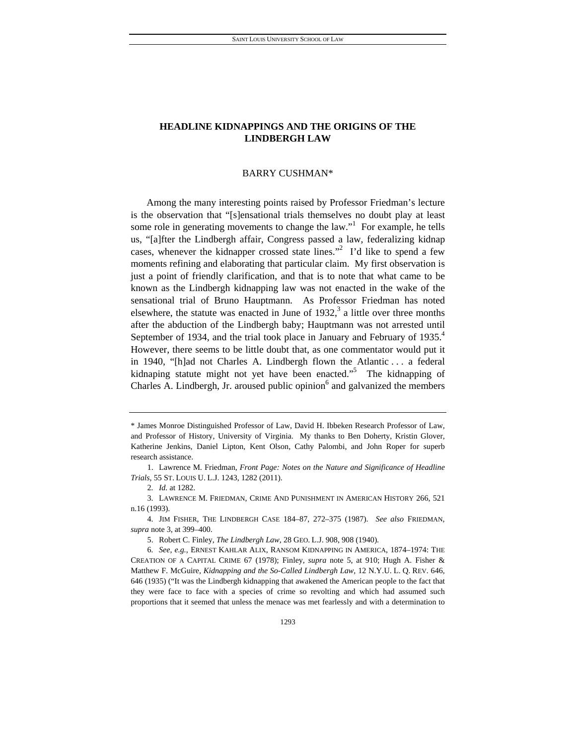# HEADLINE KIDNAPPINGS AND THE ORIGINS OF THE LINDBERGH LAW

BARRY CUSHMAN*

Among the many interesting points raised by Professor Friedman's lecture is the observation that "[s]ensational trials themselves no doubt play at least some role in generating movements to change the law."[1] For example, he tells us, "[a]fter the Lindbergh affair, Congress passed a law, federalizing kidnap cases, whenever the kidnapper crossed state lines."[2] I'd like to spend a few moments refining and elaborating that particular claim. My first observation is just a point of friendly clarification, and that is to note that what came to be known as the Lindbergh kidnapping law was not enacted in the wake of the sensational trial of Bruno Hauptmann. As Professor Friedman has noted elsewhere, the statute was enacted in June of 1932,[3] a little over three months after the abduction of the Lindbergh baby; Hauptmann was not arrested until September of 1934, and the trial took place in January and February of 1935.[4] However, there seems to be little doubt that, as one commentator would put it in 1940, "[h]ad not Charles A. Lindbergh flown the Atlantic . . . a federal kidnaping statute might not yet have been enacted."[5] The kidnapping of Charles A. Lindbergh, Jr. aroused public opinion[6] and galvanized the members

---

\* James Monroe Distinguished Professor of Law, David H. Ibbeken Research Professor of Law, and Professor of History, University of Virginia. My thanks to Ben Doherty, Kristin Glover, Katherine Jenkins, Daniel Lipton, Kent Olson, Cathy Palombi, and John Roper for superb research assistance.

1. Lawrence M. Friedman, *Front Page: Notes on the Nature and Significance of Headline Trials*, 55 ST. LOUIS U. L.J. 1243, 1282 (2011).

2. *Id.* at 1282.

3. LAWRENCE M. FRIEDMAN, CRIME AND PUNISHMENT IN AMERICAN HISTORY 266, 521 n.16 (1993).

4. JIM FISHER, THE LINDBERGH CASE 184–87, 272–375 (1987). *See also* FRIEDMAN, *supra* note 3, at 399–400.

5. Robert C. Finley, *The Lindbergh Law*, 28 GEO. L.J. 908, 908 (1940).

6. *See, e.g.*, ERNEST KAHLAR ALIX, RANSOM KIDNAPPING IN AMERICA, 1874–1974: THE CREATION OF A CAPITAL CRIME 67 (1978); Finley, *supra* note 5, at 910; Hugh A. Fisher & Matthew F. McGuire, *Kidnapping and the So-Called Lindbergh Law*, 12 N.Y.U. L. Q. REV. 646, 646 (1935) ("It was the Lindbergh kidnapping that awakened the American people to the fact that they were face to face with a species of crime so revolting and which had assumed such proportions that it seemed that unless the menace was met fearlessly and with a determination to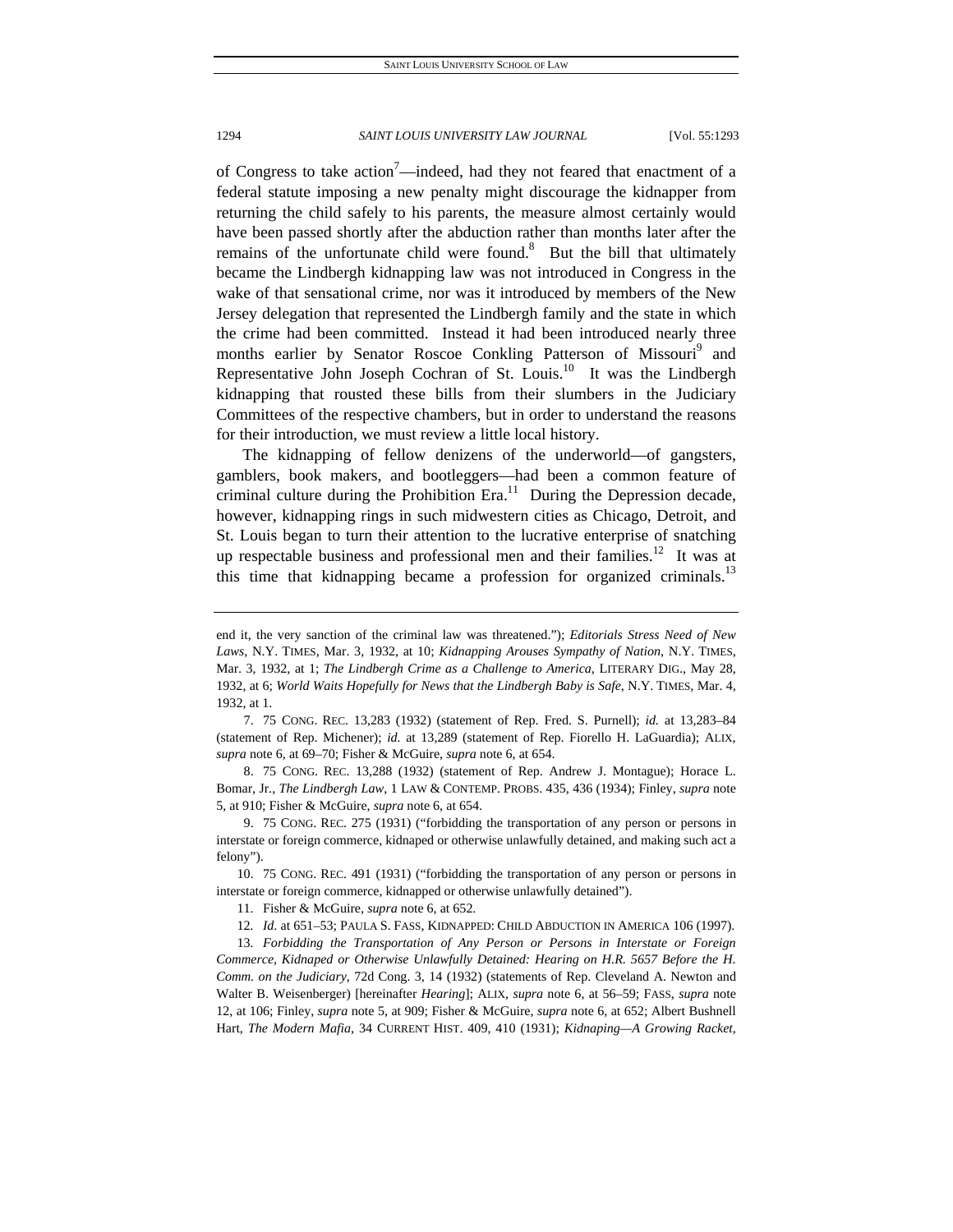of Congress to take action[7]—indeed, had they not feared that enactment of a federal statute imposing a new penalty might discourage the kidnapper from returning the child safely to his parents, the measure almost certainly would have been passed shortly after the abduction rather than months later after the remains of the unfortunate child were found.[8] But the bill that ultimately became the Lindbergh kidnapping law was not introduced in Congress in the wake of that sensational crime, nor was it introduced by members of the New Jersey delegation that represented the Lindbergh family and the state in which the crime had been committed. Instead it had been introduced nearly three months earlier by Senator Roscoe Conkling Patterson of Missouri[9] and Representative John Joseph Cochran of St. Louis.[10] It was the Lindbergh kidnapping that rousted these bills from their slumbers in the Judiciary Committees of the respective chambers, but in order to understand the reasons for their introduction, we must review a little local history.

The kidnapping of fellow denizens of the underworld—of gangsters, gamblers, book makers, and bootleggers—had been a common feature of criminal culture during the Prohibition Era.[11] During the Depression decade, however, kidnapping rings in such midwestern cities as Chicago, Detroit, and St. Louis began to turn their attention to the lucrative enterprise of snatching up respectable business and professional men and their families.[12] It was at this time that kidnapping became a profession for organized criminals.[13]

---

end it, the very sanction of the criminal law was threatened."); *Editorials Stress Need of New Laws*, N.Y. TIMES, Mar. 3, 1932, at 10; *Kidnapping Arouses Sympathy of Nation*, N.Y. TIMES, Mar. 3, 1932, at 1; *The Lindbergh Crime as a Challenge to America*, LITERARY DIG., May 28, 1932, at 6; *World Waits Hopefully for News that the Lindbergh Baby is Safe*, N.Y. TIMES, Mar. 4, 1932, at 1.

7. 75 CONG. REC. 13,283 (1932) (statement of Rep. Fred. S. Purnell); *id.* at 13,283–84 (statement of Rep. Michener); *id.* at 13,289 (statement of Rep. Fiorello H. LaGuardia); ALIX, *supra* note 6, at 69–70; Fisher & McGuire, *supra* note 6, at 654.

8. 75 CONG. REC. 13,288 (1932) (statement of Rep. Andrew J. Montague); Horace L. Bomar, Jr., *The Lindbergh Law*, 1 LAW & CONTEMP. PROBS. 435, 436 (1934); Finley, *supra* note 5, at 910; Fisher & McGuire, *supra* note 6, at 654.

9. 75 CONG. REC. 275 (1931) ("forbidding the transportation of any person or persons in interstate or foreign commerce, kidnaped or otherwise unlawfully detained, and making such act a felony").

10. 75 CONG. REC. 491 (1931) ("forbidding the transportation of any person or persons in interstate or foreign commerce, kidnapped or otherwise unlawfully detained").

11. Fisher & McGuire, *supra* note 6, at 652.

12. *Id.* at 651–53; PAULA S. FASS, KIDNAPPED: CHILD ABDUCTION IN AMERICA 106 (1997).

13. *Forbidding the Transportation of Any Person or Persons in Interstate or Foreign Commerce, Kidnaped or Otherwise Unlawfully Detained: Hearing on H.R. 5657 Before the H. Comm. on the Judiciary*, 72d Cong. 3, 14 (1932) (statements of Rep. Cleveland A. Newton and Walter B. Weisenberger) [hereinafter *Hearing*]; ALIX, *supra* note 6, at 56–59; FASS, *supra* note 12, at 106; Finley, *supra* note 5, at 909; Fisher & McGuire, *supra* note 6, at 652; Albert Bushnell Hart, *The Modern Mafia*, 34 CURRENT HIST. 409, 410 (1931); *Kidnaping—A Growing Racket*,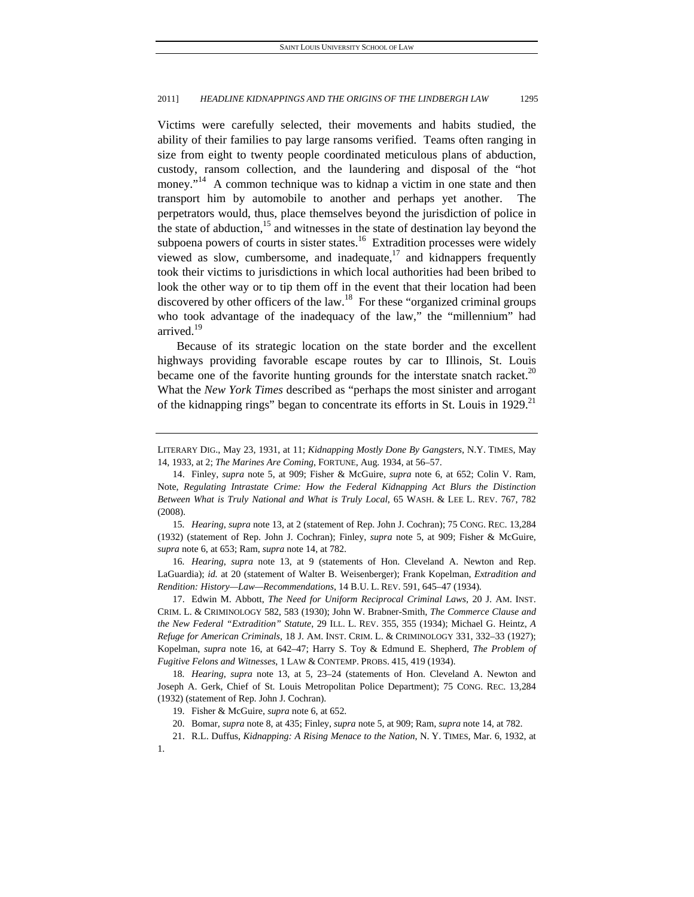Victims were carefully selected, their movements and habits studied, the ability of their families to pay large ransoms verified. Teams often ranging in size from eight to twenty people coordinated meticulous plans of abduction, custody, ransom collection, and the laundering and disposal of the "hot money."[14] A common technique was to kidnap a victim in one state and then transport him by automobile to another and perhaps yet another. The perpetrators would, thus, place themselves beyond the jurisdiction of police in the state of abduction,[15] and witnesses in the state of destination lay beyond the subpoena powers of courts in sister states.[16] Extradition processes were widely viewed as slow, cumbersome, and inadequate,[17] and kidnappers frequently took their victims to jurisdictions in which local authorities had been bribed to look the other way or to tip them off in the event that their location had been discovered by other officers of the law.[18] For these "organized criminal groups who took advantage of the inadequacy of the law," the "millennium" had arrived.[19]

Because of its strategic location on the state border and the excellent highways providing favorable escape routes by car to Illinois, St. Louis became one of the favorite hunting grounds for the interstate snatch racket.[20] What the *New York Times* described as "perhaps the most sinister and arrogant of the kidnapping rings" began to concentrate its efforts in St. Louis in 1929.[21]

---

LITERARY DIG., May 23, 1931, at 11; *Kidnapping Mostly Done By Gangsters*, N.Y. TIMES, May 14, 1933, at 2; *The Marines Are Coming*, FORTUNE, Aug. 1934, at 56–57.

14. Finley, *supra* note 5, at 909; Fisher & McGuire, *supra* note 6, at 652; Colin V. Ram, Note, *Regulating Intrastate Crime: How the Federal Kidnapping Act Blurs the Distinction Between What is Truly National and What is Truly Local*, 65 WASH. & LEE L. REV. 767, 782 (2008).

15. *Hearing*, *supra* note 13, at 2 (statement of Rep. John J. Cochran); 75 CONG. REC. 13,284 (1932) (statement of Rep. John J. Cochran); Finley, *supra* note 5, at 909; Fisher & McGuire, *supra* note 6, at 653; Ram, *supra* note 14, at 782.

16. *Hearing*, *supra* note 13, at 9 (statements of Hon. Cleveland A. Newton and Rep. LaGuardia); *id.* at 20 (statement of Walter B. Weisenberger); Frank Kopelman, *Extradition and Rendition: History—Law—Recommendations*, 14 B.U. L. REV. 591, 645–47 (1934).

17. Edwin M. Abbott, *The Need for Uniform Reciprocal Criminal Laws*, 20 J. AM. INST. CRIM. L. & CRIMINOLOGY 582, 583 (1930); John W. Brabner-Smith, *The Commerce Clause and the New Federal "Extradition" Statute*, 29 ILL. L. REV. 355, 355 (1934); Michael G. Heintz, *A Refuge for American Criminals*, 18 J. AM. INST. CRIM. L. & CRIMINOLOGY 331, 332–33 (1927); Kopelman, *supra* note 16, at 642–47; Harry S. Toy & Edmund E. Shepherd, *The Problem of Fugitive Felons and Witnesses*, 1 LAW & CONTEMP. PROBS. 415, 419 (1934).

18. *Hearing*, *supra* note 13, at 5, 23–24 (statements of Hon. Cleveland A. Newton and Joseph A. Gerk, Chief of St. Louis Metropolitan Police Department); 75 CONG. REC. 13,284 (1932) (statement of Rep. John J. Cochran).

19. Fisher & McGuire, *supra* note 6, at 652.

20. Bomar, *supra* note 8, at 435; Finley, *supra* note 5, at 909; Ram, *supra* note 14, at 782.

21. R.L. Duffus, *Kidnapping: A Rising Menace to the Nation*, N. Y. TIMES, Mar. 6, 1932, at 1.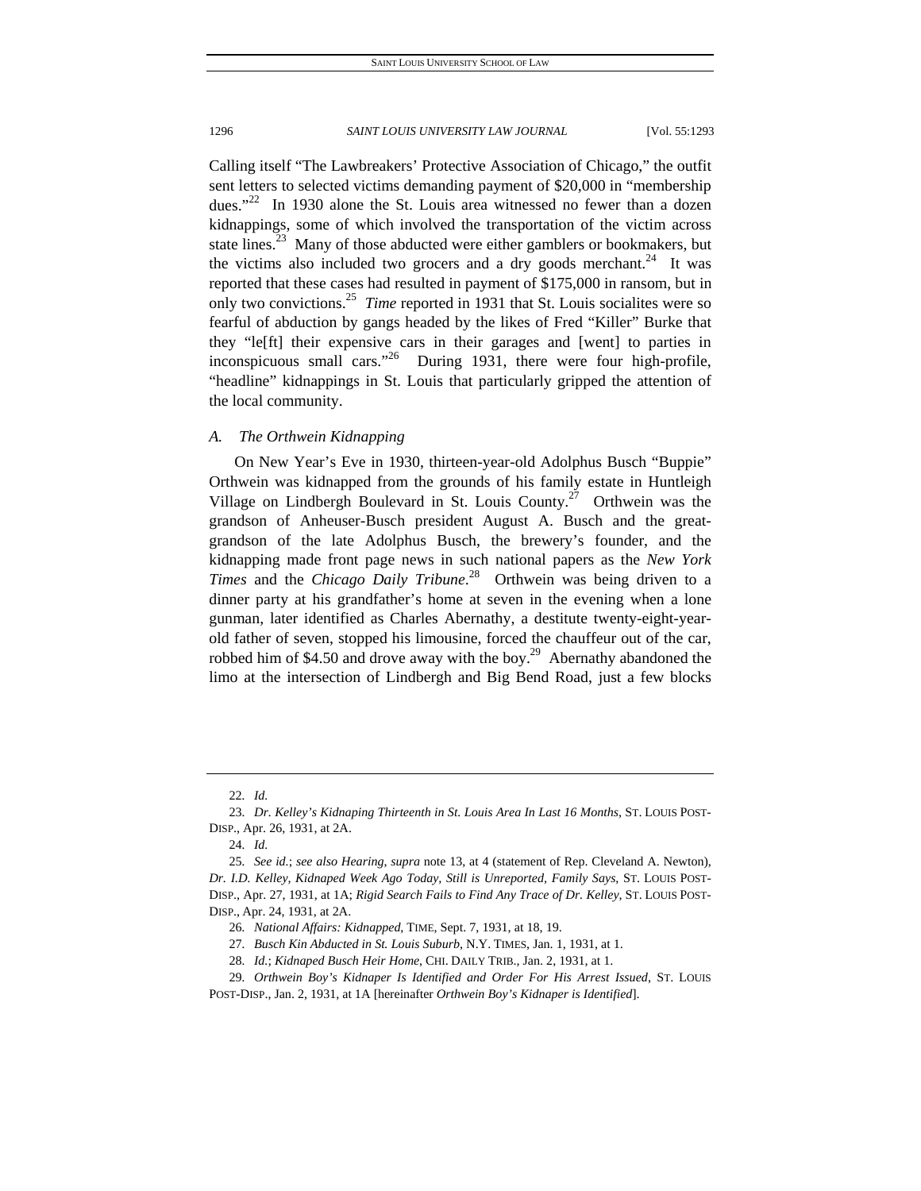Calling itself "The Lawbreakers' Protective Association of Chicago," the outfit sent letters to selected victims demanding payment of $20,000 in "membership dues."[22] In 1930 alone the St. Louis area witnessed no fewer than a dozen kidnappings, some of which involved the transportation of the victim across state lines.[23] Many of those abducted were either gamblers or bookmakers, but the victims also included two grocers and a dry goods merchant.[24] It was reported that these cases had resulted in payment of $175,000 in ransom, but in only two convictions.[25] *Time* reported in 1931 that St. Louis socialites were so fearful of abduction by gangs headed by the likes of Fred "Killer" Burke that they "le[ft] their expensive cars in their garages and [went] to parties in inconspicuous small cars."[26] During 1931, there were four high-profile, "headline" kidnappings in St. Louis that particularly gripped the attention of the local community.

### *A. The Orthwein Kidnapping*

On New Year's Eve in 1930, thirteen-year-old Adolphus Busch "Buppie" Orthwein was kidnapped from the grounds of his family estate in Huntleigh Village on Lindbergh Boulevard in St. Louis County.[27] Orthwein was the grandson of Anheuser-Busch president August A. Busch and the great-grandson of the late Adolphus Busch, the brewery's founder, and the kidnapping made front page news in such national papers as the *New York Times* and the *Chicago Daily Tribune*.[28] Orthwein was being driven to a dinner party at his grandfather's home at seven in the evening when a lone gunman, later identified as Charles Abernathy, a destitute twenty-eight-year-old father of seven, stopped his limousine, forced the chauffeur out of the car, robbed him of $4.50 and drove away with the boy.[29] Abernathy abandoned the limo at the intersection of Lindbergh and Big Bend Road, just a few blocks

---

22. *Id.*

23. *Dr. Kelley's Kidnaping Thirteenth in St. Louis Area In Last 16 Months*, ST. LOUIS POST-DISP., Apr. 26, 1931, at 2A.

24. *Id.*

25. *See id.*; *see also Hearing*, *supra* note 13, at 4 (statement of Rep. Cleveland A. Newton), *Dr. I.D. Kelley, Kidnaped Week Ago Today, Still is Unreported, Family Says*, ST. LOUIS POST-DISP., Apr. 27, 1931, at 1A; *Rigid Search Fails to Find Any Trace of Dr. Kelley*, ST. LOUIS POST-DISP., Apr. 24, 1931, at 2A.

26. *National Affairs: Kidnapped*, TIME, Sept. 7, 1931, at 18, 19.

27. *Busch Kin Abducted in St. Louis Suburb*, N.Y. TIMES, Jan. 1, 1931, at 1.

28. *Id.*; *Kidnaped Busch Heir Home*, CHI. DAILY TRIB., Jan. 2, 1931, at 1.

29. *Orthwein Boy's Kidnaper Is Identified and Order For His Arrest Issued*, ST. LOUIS POST-DISP., Jan. 2, 1931, at 1A [hereinafter *Orthwein Boy's Kidnaper is Identified*].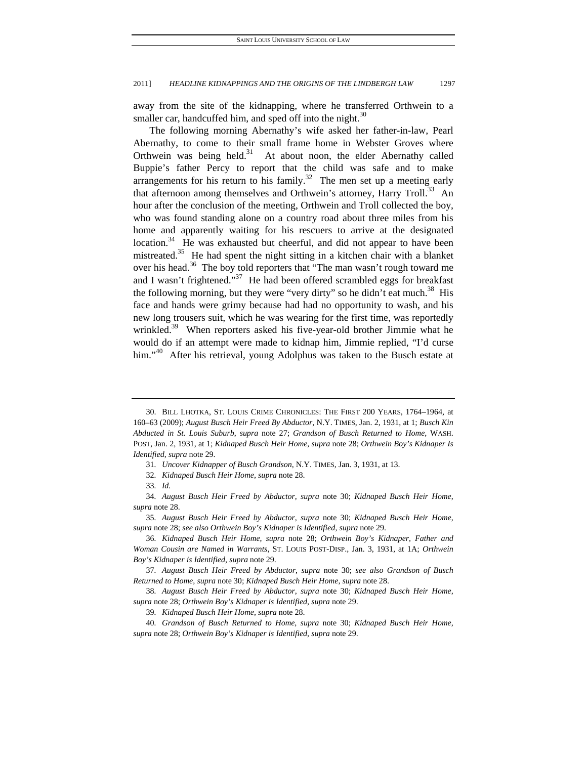away from the site of the kidnapping, where he transferred Orthwein to a smaller car, handcuffed him, and sped off into the night.[30]

The following morning Abernathy's wife asked her father-in-law, Pearl Abernathy, to come to their small frame home in Webster Groves where Orthwein was being held.[31] At about noon, the elder Abernathy called Buppie's father Percy to report that the child was safe and to make arrangements for his return to his family.[32] The men set up a meeting early that afternoon among themselves and Orthwein's attorney, Harry Troll.[33] An hour after the conclusion of the meeting, Orthwein and Troll collected the boy, who was found standing alone on a country road about three miles from his home and apparently waiting for his rescuers to arrive at the designated location.[34] He was exhausted but cheerful, and did not appear to have been mistreated.[35] He had spent the night sitting in a kitchen chair with a blanket over his head.[36] The boy told reporters that "The man wasn't rough toward me and I wasn't frightened."[37] He had been offered scrambled eggs for breakfast the following morning, but they were "very dirty" so he didn't eat much.[38] His face and hands were grimy because had had no opportunity to wash, and his new long trousers suit, which he was wearing for the first time, was reportedly wrinkled.[39] When reporters asked his five-year-old brother Jimmie what he would do if an attempt were made to kidnap him, Jimmie replied, "I'd curse him."[40] After his retrieval, young Adolphus was taken to the Busch estate at

---

30. BILL LHOTKA, ST. LOUIS CRIME CHRONICLES: THE FIRST 200 YEARS, 1764–1964, at 160–63 (2009); *August Busch Heir Freed By Abductor*, N.Y. TIMES, Jan. 2, 1931, at 1; *Busch Kin Abducted in St. Louis Suburb*, *supra* note 27; *Grandson of Busch Returned to Home*, WASH. POST, Jan. 2, 1931, at 1; *Kidnaped Busch Heir Home*, *supra* note 28; *Orthwein Boy's Kidnaper Is Identified*, *supra* note 29.

31. *Uncover Kidnapper of Busch Grandson*, N.Y. TIMES, Jan. 3, 1931, at 13.

32. *Kidnaped Busch Heir Home*, *supra* note 28.

33. *Id.*

34. *August Busch Heir Freed by Abductor*, *supra* note 30; *Kidnaped Busch Heir Home*, *supra* note 28.

35. *August Busch Heir Freed by Abductor*, *supra* note 30; *Kidnaped Busch Heir Home*, *supra* note 28; *see also Orthwein Boy's Kidnaper is Identified*, *supra* note 29.

36. *Kidnaped Busch Heir Home*, *supra* note 28; *Orthwein Boy's Kidnaper, Father and Woman Cousin are Named in Warrants*, ST. LOUIS POST-DISP., Jan. 3, 1931, at 1A; *Orthwein Boy's Kidnaper is Identified*, *supra* note 29.

37. *August Busch Heir Freed by Abductor*, *supra* note 30; *see also Grandson of Busch Returned to Home*, *supra* note 30; *Kidnaped Busch Heir Home*, *supra* note 28.

38. *August Busch Heir Freed by Abductor*, *supra* note 30; *Kidnaped Busch Heir Home*, *supra* note 28; *Orthwein Boy's Kidnaper is Identified*, *supra* note 29.

39. *Kidnaped Busch Heir Home*, *supra* note 28.

40. *Grandson of Busch Returned to Home*, *supra* note 30; *Kidnaped Busch Heir Home*, *supra* note 28; *Orthwein Boy's Kidnaper is Identified*, *supra* note 29.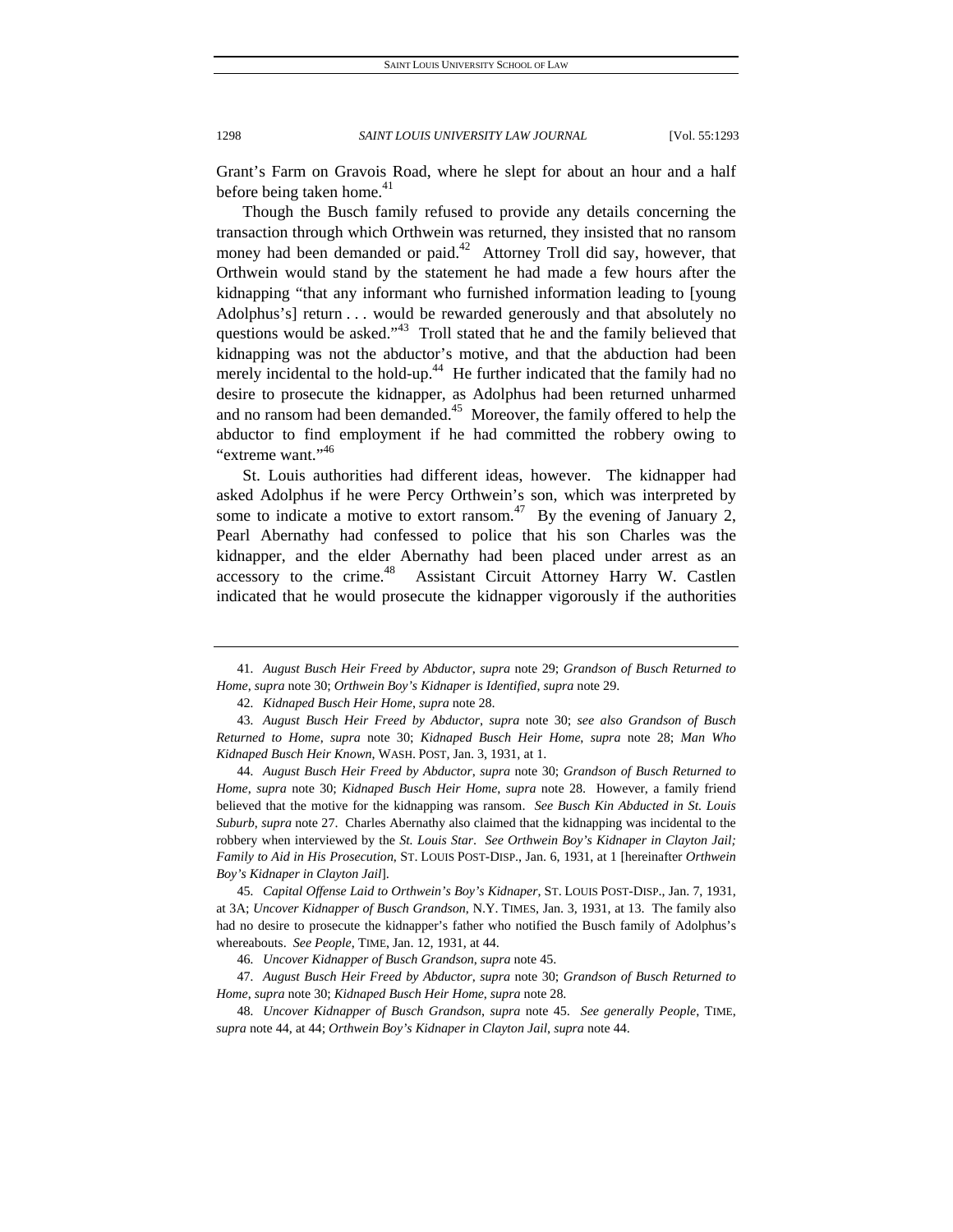Grant's Farm on Gravois Road, where he slept for about an hour and a half before being taken home.[41]

Though the Busch family refused to provide any details concerning the transaction through which Orthwein was returned, they insisted that no ransom money had been demanded or paid.[42] Attorney Troll did say, however, that Orthwein would stand by the statement he had made a few hours after the kidnapping "that any informant who furnished information leading to [young Adolphus's] return . . . would be rewarded generously and that absolutely no questions would be asked."[43] Troll stated that he and the family believed that kidnapping was not the abductor's motive, and that the abduction had been merely incidental to the hold-up.[44] He further indicated that the family had no desire to prosecute the kidnapper, as Adolphus had been returned unharmed and no ransom had been demanded.[45] Moreover, the family offered to help the abductor to find employment if he had committed the robbery owing to "extreme want."[46]

St. Louis authorities had different ideas, however. The kidnapper had asked Adolphus if he were Percy Orthwein's son, which was interpreted by some to indicate a motive to extort ransom.[47] By the evening of January 2, Pearl Abernathy had confessed to police that his son Charles was the kidnapper, and the elder Abernathy had been placed under arrest as an accessory to the crime.[48] Assistant Circuit Attorney Harry W. Castlen indicated that he would prosecute the kidnapper vigorously if the authorities

---

41. *August Busch Heir Freed by Abductor*, *supra* note 29; *Grandson of Busch Returned to Home*, *supra* note 30; *Orthwein Boy's Kidnaper is Identified*, *supra* note 29.

42. *Kidnaped Busch Heir Home*, *supra* note 28.

43. *August Busch Heir Freed by Abductor*, *supra* note 30; *see also Grandson of Busch Returned to Home*, *supra* note 30; *Kidnaped Busch Heir Home*, *supra* note 28; *Man Who Kidnaped Busch Heir Known*, WASH. POST, Jan. 3, 1931, at 1.

44. *August Busch Heir Freed by Abductor*, *supra* note 30; *Grandson of Busch Returned to Home*, *supra* note 30; *Kidnaped Busch Heir Home*, *supra* note 28. However, a family friend believed that the motive for the kidnapping was ransom. *See Busch Kin Abducted in St. Louis Suburb*, *supra* note 27. Charles Abernathy also claimed that the kidnapping was incidental to the robbery when interviewed by the *St. Louis Star*. *See Orthwein Boy's Kidnaper in Clayton Jail; Family to Aid in His Prosecution*, ST. LOUIS POST-DISP., Jan. 6, 1931, at 1 [hereinafter *Orthwein Boy's Kidnaper in Clayton Jail*].

45. *Capital Offense Laid to Orthwein's Boy's Kidnaper*, ST. LOUIS POST-DISP., Jan. 7, 1931, at 3A; *Uncover Kidnapper of Busch Grandson*, N.Y. TIMES, Jan. 3, 1931, at 13. The family also had no desire to prosecute the kidnapper's father who notified the Busch family of Adolphus's whereabouts. *See People*, TIME, Jan. 12, 1931, at 44.

46. *Uncover Kidnapper of Busch Grandson*, *supra* note 45.

47. *August Busch Heir Freed by Abductor*, *supra* note 30; *Grandson of Busch Returned to Home*, *supra* note 30; *Kidnaped Busch Heir Home*, *supra* note 28.

48. *Uncover Kidnapper of Busch Grandson*, *supra* note 45. *See generally People*, TIME, *supra* note 44, at 44; *Orthwein Boy's Kidnaper in Clayton Jail*, *supra* note 44.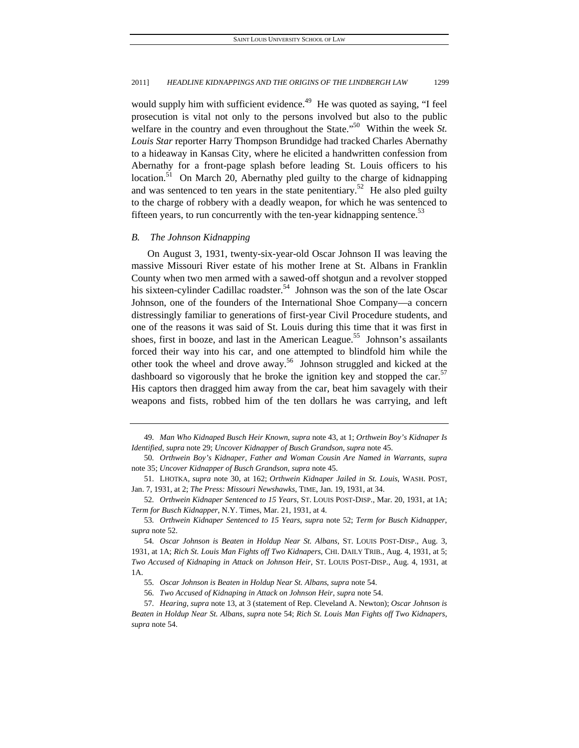would supply him with sufficient evidence.[49] He was quoted as saying, "I feel prosecution is vital not only to the persons involved but also to the public welfare in the country and even throughout the State."[50] Within the week *St. Louis Star* reporter Harry Thompson Brundidge had tracked Charles Abernathy to a hideaway in Kansas City, where he elicited a handwritten confession from Abernathy for a front-page splash before leading St. Louis officers to his location.[51] On March 20, Abernathy pled guilty to the charge of kidnapping and was sentenced to ten years in the state penitentiary.[52] He also pled guilty to the charge of robbery with a deadly weapon, for which he was sentenced to fifteen years, to run concurrently with the ten-year kidnapping sentence.[53]

### *B. The Johnson Kidnapping*

On August 3, 1931, twenty-six-year-old Oscar Johnson II was leaving the massive Missouri River estate of his mother Irene at St. Albans in Franklin County when two men armed with a sawed-off shotgun and a revolver stopped his sixteen-cylinder Cadillac roadster.[54] Johnson was the son of the late Oscar Johnson, one of the founders of the International Shoe Company—a concern distressingly familiar to generations of first-year Civil Procedure students, and one of the reasons it was said of St. Louis during this time that it was first in shoes, first in booze, and last in the American League.[55] Johnson's assailants forced their way into his car, and one attempted to blindfold him while the other took the wheel and drove away.[56] Johnson struggled and kicked at the dashboard so vigorously that he broke the ignition key and stopped the car.[57] His captors then dragged him away from the car, beat him savagely with their weapons and fists, robbed him of the ten dollars he was carrying, and left

---

49. *Man Who Kidnaped Busch Heir Known*, *supra* note 43, at 1; *Orthwein Boy's Kidnaper Is Identified*, *supra* note 29; *Uncover Kidnapper of Busch Grandson*, *supra* note 45.

50. *Orthwein Boy's Kidnaper, Father and Woman Cousin Are Named in Warrants*, *supra* note 35; *Uncover Kidnapper of Busch Grandson*, *supra* note 45.

51. LHOTKA, *supra* note 30, at 162; *Orthwein Kidnaper Jailed in St. Louis*, WASH. POST, Jan. 7, 1931, at 2; *The Press: Missouri Newshawks*, TIME, Jan. 19, 1931, at 34.

52. *Orthwein Kidnaper Sentenced to 15 Years*, ST. LOUIS POST-DISP., Mar. 20, 1931, at 1A; *Term for Busch Kidnapper*, N.Y. Times, Mar. 21, 1931, at 4.

53. *Orthwein Kidnaper Sentenced to 15 Years*, *supra* note 52; *Term for Busch Kidnapper*, *supra* note 52.

54. *Oscar Johnson is Beaten in Holdup Near St. Albans*, ST. LOUIS POST-DISP., Aug. 3, 1931, at 1A; *Rich St. Louis Man Fights off Two Kidnapers*, CHI. DAILY TRIB., Aug. 4, 1931, at 5; *Two Accused of Kidnaping in Attack on Johnson Heir*, ST. LOUIS POST-DISP., Aug. 4, 1931, at 1A.

55. *Oscar Johnson is Beaten in Holdup Near St. Albans*, *supra* note 54.

56. *Two Accused of Kidnaping in Attack on Johnson Heir*, *supra* note 54.

57. *Hearing*, *supra* note 13, at 3 (statement of Rep. Cleveland A. Newton); *Oscar Johnson is Beaten in Holdup Near St. Albans*, *supra* note 54; *Rich St. Louis Man Fights off Two Kidnapers*, *supra* note 54.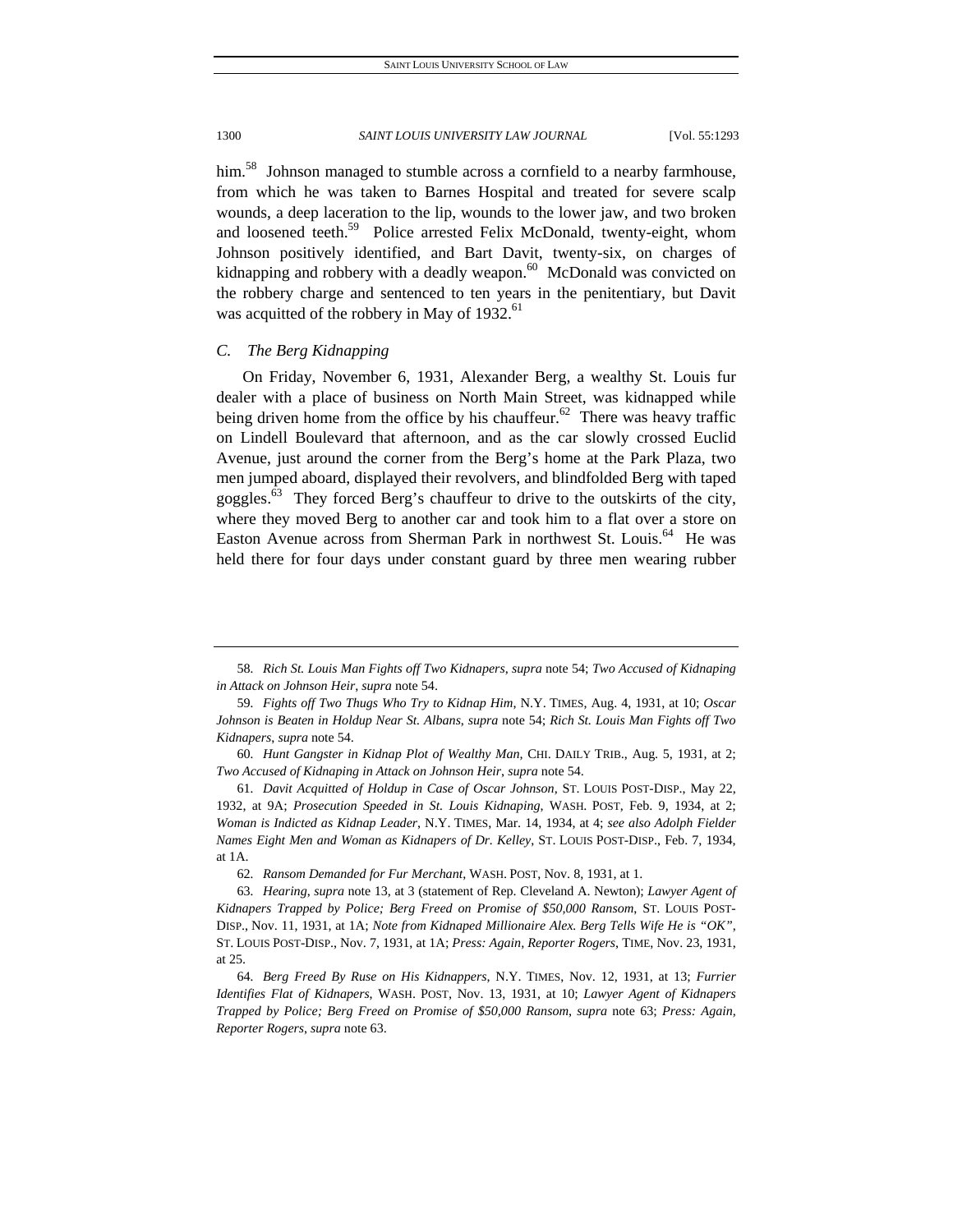him.[58] Johnson managed to stumble across a cornfield to a nearby farmhouse, from which he was taken to Barnes Hospital and treated for severe scalp wounds, a deep laceration to the lip, wounds to the lower jaw, and two broken and loosened teeth.[59] Police arrested Felix McDonald, twenty-eight, whom Johnson positively identified, and Bart Davit, twenty-six, on charges of kidnapping and robbery with a deadly weapon.[60] McDonald was convicted on the robbery charge and sentenced to ten years in the penitentiary, but Davit was acquitted of the robbery in May of 1932.[61]

### *C. The Berg Kidnapping*

On Friday, November 6, 1931, Alexander Berg, a wealthy St. Louis fur dealer with a place of business on North Main Street, was kidnapped while being driven home from the office by his chauffeur.[62] There was heavy traffic on Lindell Boulevard that afternoon, and as the car slowly crossed Euclid Avenue, just around the corner from the Berg's home at the Park Plaza, two men jumped aboard, displayed their revolvers, and blindfolded Berg with taped goggles.[63] They forced Berg's chauffeur to drive to the outskirts of the city, where they moved Berg to another car and took him to a flat over a store on Easton Avenue across from Sherman Park in northwest St. Louis.[64] He was held there for four days under constant guard by three men wearing rubber

---

58. *Rich St. Louis Man Fights off Two Kidnapers*, *supra* note 54; *Two Accused of Kidnaping in Attack on Johnson Heir*, *supra* note 54.

59. *Fights off Two Thugs Who Try to Kidnap Him*, N.Y. TIMES, Aug. 4, 1931, at 10; *Oscar Johnson is Beaten in Holdup Near St. Albans*, *supra* note 54; *Rich St. Louis Man Fights off Two Kidnapers*, *supra* note 54.

60. *Hunt Gangster in Kidnap Plot of Wealthy Man*, CHI. DAILY TRIB., Aug. 5, 1931, at 2; *Two Accused of Kidnaping in Attack on Johnson Heir*, *supra* note 54.

61. *Davit Acquitted of Holdup in Case of Oscar Johnson*, ST. LOUIS POST-DISP., May 22, 1932, at 9A; *Prosecution Speeded in St. Louis Kidnaping*, WASH. POST, Feb. 9, 1934, at 2; *Woman is Indicted as Kidnap Leader*, N.Y. TIMES, Mar. 14, 1934, at 4; *see also Adolph Fielder Names Eight Men and Woman as Kidnapers of Dr. Kelley*, ST. LOUIS POST-DISP., Feb. 7, 1934, at 1A.

62. *Ransom Demanded for Fur Merchant*, WASH. POST, Nov. 8, 1931, at 1.

63. *Hearing*, *supra* note 13, at 3 (statement of Rep. Cleveland A. Newton); *Lawyer Agent of Kidnapers Trapped by Police; Berg Freed on Promise of $50,000 Ransom*, ST. LOUIS POST-DISP., Nov. 11, 1931, at 1A; *Note from Kidnaped Millionaire Alex. Berg Tells Wife He is "OK"*, ST. LOUIS POST-DISP., Nov. 7, 1931, at 1A; *Press: Again, Reporter Rogers*, TIME, Nov. 23, 1931, at 25.

64. *Berg Freed By Ruse on His Kidnappers*, N.Y. TIMES, Nov. 12, 1931, at 13; *Furrier Identifies Flat of Kidnapers*, WASH. POST, Nov. 13, 1931, at 10; *Lawyer Agent of Kidnapers Trapped by Police; Berg Freed on Promise of $50,000 Ransom*, *supra* note 63; *Press: Again, Reporter Rogers*, *supra* note 63.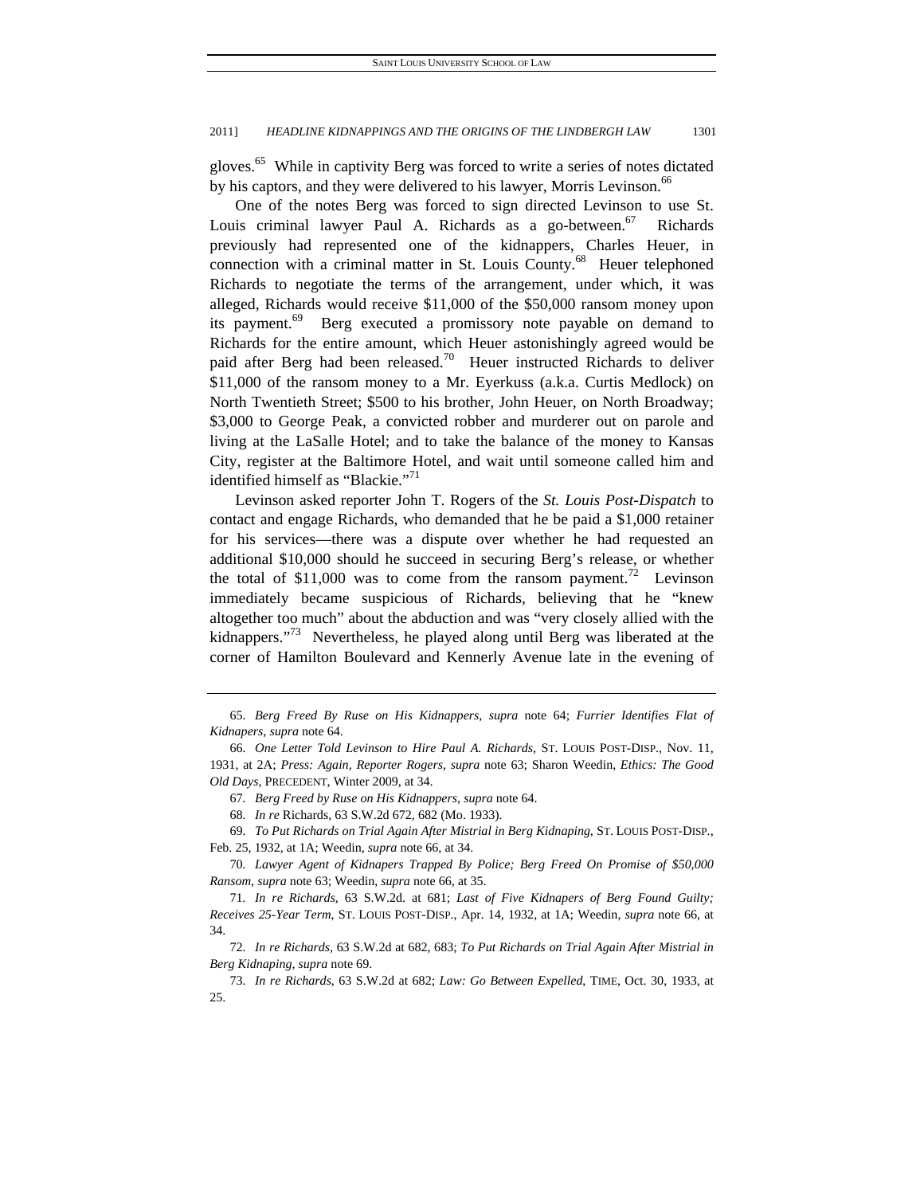gloves.[65] While in captivity Berg was forced to write a series of notes dictated by his captors, and they were delivered to his lawyer, Morris Levinson.[66]

One of the notes Berg was forced to sign directed Levinson to use St. Louis criminal lawyer Paul A. Richards as a go-between.[67] Richards previously had represented one of the kidnappers, Charles Heuer, in connection with a criminal matter in St. Louis County.[68] Heuer telephoned Richards to negotiate the terms of the arrangement, under which, it was alleged, Richards would receive $11,000 of the $50,000 ransom money upon its payment.[69] Berg executed a promissory note payable on demand to Richards for the entire amount, which Heuer astonishingly agreed would be paid after Berg had been released.[70] Heuer instructed Richards to deliver $11,000 of the ransom money to a Mr. Eyerkuss (a.k.a. Curtis Medlock) on North Twentieth Street; $500 to his brother, John Heuer, on North Broadway; $3,000 to George Peak, a convicted robber and murderer out on parole and living at the LaSalle Hotel; and to take the balance of the money to Kansas City, register at the Baltimore Hotel, and wait until someone called him and identified himself as "Blackie."[71]

Levinson asked reporter John T. Rogers of the *St. Louis Post-Dispatch* to contact and engage Richards, who demanded that he be paid a $1,000 retainer for his services—there was a dispute over whether he had requested an additional $10,000 should he succeed in securing Berg's release, or whether the total of $11,000 was to come from the ransom payment.[72] Levinson immediately became suspicious of Richards, believing that he "knew altogether too much" about the abduction and was "very closely allied with the kidnappers."[73] Nevertheless, he played along until Berg was liberated at the corner of Hamilton Boulevard and Kennerly Avenue late in the evening of

---

65. *Berg Freed By Ruse on His Kidnappers*, *supra* note 64; *Furrier Identifies Flat of Kidnapers*, *supra* note 64.

66. *One Letter Told Levinson to Hire Paul A. Richards*, ST. LOUIS POST-DISP., Nov. 11, 1931, at 2A; *Press: Again, Reporter Rogers*, *supra* note 63; Sharon Weedin, *Ethics: The Good Old Days*, PRECEDENT, Winter 2009, at 34.

67. *Berg Freed by Ruse on His Kidnappers*, *supra* note 64.

68. *In re* Richards, 63 S.W.2d 672, 682 (Mo. 1933).

69. *To Put Richards on Trial Again After Mistrial in Berg Kidnaping*, ST. LOUIS POST-DISP., Feb. 25, 1932, at 1A; Weedin, *supra* note 66, at 34.

70. *Lawyer Agent of Kidnapers Trapped By Police; Berg Freed On Promise of $50,000 Ransom*, *supra* note 63; Weedin, *supra* note 66, at 35.

71. *In re Richards*, 63 S.W.2d. at 681; *Last of Five Kidnapers of Berg Found Guilty; Receives 25-Year Term*, ST. LOUIS POST-DISP., Apr. 14, 1932, at 1A; Weedin, *supra* note 66, at 34.

72. *In re Richards*, 63 S.W.2d at 682, 683; *To Put Richards on Trial Again After Mistrial in Berg Kidnaping*, *supra* note 69.

73. *In re Richards*, 63 S.W.2d at 682; *Law: Go Between Expelled*, TIME, Oct. 30, 1933, at 25.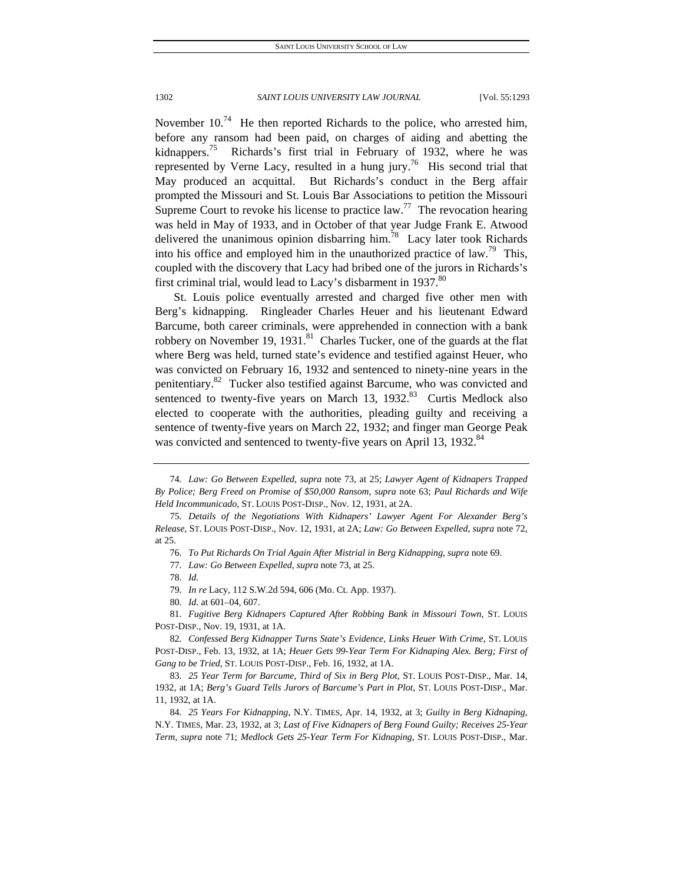November 10.[74] He then reported Richards to the police, who arrested him, before any ransom had been paid, on charges of aiding and abetting the kidnappers.[75] Richards's first trial in February of 1932, where he was represented by Verne Lacy, resulted in a hung jury.[76] His second trial that May produced an acquittal. But Richards's conduct in the Berg affair prompted the Missouri and St. Louis Bar Associations to petition the Missouri Supreme Court to revoke his license to practice law.[77] The revocation hearing was held in May of 1933, and in October of that year Judge Frank E. Atwood delivered the unanimous opinion disbarring him.[78] Lacy later took Richards into his office and employed him in the unauthorized practice of law.[79] This, coupled with the discovery that Lacy had bribed one of the jurors in Richards's first criminal trial, would lead to Lacy's disbarment in 1937.[80]

St. Louis police eventually arrested and charged five other men with Berg's kidnapping. Ringleader Charles Heuer and his lieutenant Edward Barcume, both career criminals, were apprehended in connection with a bank robbery on November 19, 1931.[81] Charles Tucker, one of the guards at the flat where Berg was held, turned state's evidence and testified against Heuer, who was convicted on February 16, 1932 and sentenced to ninety-nine years in the penitentiary.[82] Tucker also testified against Barcume, who was convicted and sentenced to twenty-five years on March 13, 1932.[83] Curtis Medlock also elected to cooperate with the authorities, pleading guilty and receiving a sentence of twenty-five years on March 22, 1932; and finger man George Peak was convicted and sentenced to twenty-five years on April 13, 1932.[84]

---

74. *Law: Go Between Expelled*, *supra* note 73, at 25; *Lawyer Agent of Kidnapers Trapped By Police; Berg Freed on Promise of $50,000 Ransom*, *supra* note 63; *Paul Richards and Wife Held Incommunicado*, ST. LOUIS POST-DISP., Nov. 12, 1931, at 2A.

75. *Details of the Negotiations With Kidnapers' Lawyer Agent For Alexander Berg's Release*, ST. LOUIS POST-DISP., Nov. 12, 1931, at 2A; *Law: Go Between Expelled*, *supra* note 72, at 25.

76. *To Put Richards On Trial Again After Mistrial in Berg Kidnapping*, *supra* note 69.

77. *Law: Go Between Expelled*, *supra* note 73, at 25.

78. *Id.*

79. *In re* Lacy, 112 S.W.2d 594, 606 (Mo. Ct. App. 1937).

80. *Id.* at 601–04, 607.

81. *Fugitive Berg Kidnapers Captured After Robbing Bank in Missouri Town*, ST. LOUIS POST-DISP., Nov. 19, 1931, at 1A.

82. *Confessed Berg Kidnapper Turns State's Evidence, Links Heuer With Crime*, ST. LOUIS POST-DISP., Feb. 13, 1932, at 1A; *Heuer Gets 99-Year Term For Kidnaping Alex. Berg; First of Gang to be Tried*, ST. LOUIS POST-DISP., Feb. 16, 1932, at 1A.

83. *25 Year Term for Barcume, Third of Six in Berg Plot*, ST. LOUIS POST-DISP., Mar. 14, 1932, at 1A; *Berg's Guard Tells Jurors of Barcume's Part in Plot*, ST. LOUIS POST-DISP., Mar. 11, 1932, at 1A.

84. *25 Years For Kidnapping*, N.Y. TIMES, Apr. 14, 1932, at 3; *Guilty in Berg Kidnaping*, N.Y. TIMES, Mar. 23, 1932, at 3; *Last of Five Kidnapers of Berg Found Guilty; Receives 25-Year Term*, *supra* note 71; *Medlock Gets 25-Year Term For Kidnaping*, ST. LOUIS POST-DISP., Mar.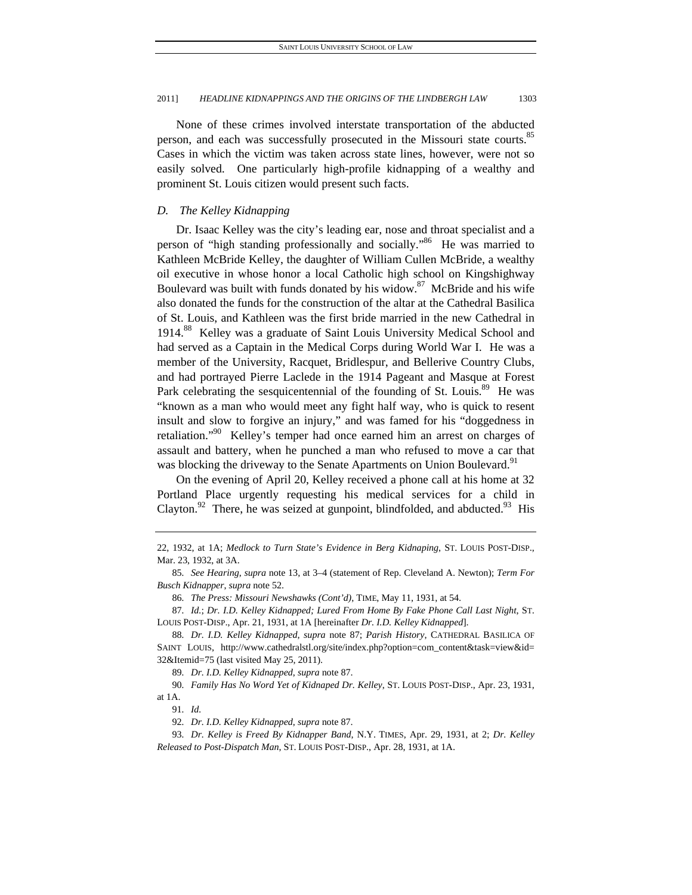None of these crimes involved interstate transportation of the abducted person, and each was successfully prosecuted in the Missouri state courts.[85] Cases in which the victim was taken across state lines, however, were not so easily solved. One particularly high-profile kidnapping of a wealthy and prominent St. Louis citizen would present such facts.

### *D. The Kelley Kidnapping*

Dr. Isaac Kelley was the city's leading ear, nose and throat specialist and a person of "high standing professionally and socially."[86] He was married to Kathleen McBride Kelley, the daughter of William Cullen McBride, a wealthy oil executive in whose honor a local Catholic high school on Kingshighway Boulevard was built with funds donated by his widow.[87] McBride and his wife also donated the funds for the construction of the altar at the Cathedral Basilica of St. Louis, and Kathleen was the first bride married in the new Cathedral in 1914.[88] Kelley was a graduate of Saint Louis University Medical School and had served as a Captain in the Medical Corps during World War I. He was a member of the University, Racquet, Bridlespur, and Bellerive Country Clubs, and had portrayed Pierre Laclede in the 1914 Pageant and Masque at Forest Park celebrating the sesquicentennial of the founding of St. Louis.[89] He was "known as a man who would meet any fight half way, who is quick to resent insult and slow to forgive an injury," and was famed for his "doggedness in retaliation."[90] Kelley's temper had once earned him an arrest on charges of assault and battery, when he punched a man who refused to move a car that was blocking the driveway to the Senate Apartments on Union Boulevard.[91]

On the evening of April 20, Kelley received a phone call at his home at 32 Portland Place urgently requesting his medical services for a child in Clayton.[92] There, he was seized at gunpoint, blindfolded, and abducted.[93] His

---

22, 1932, at 1A; *Medlock to Turn State's Evidence in Berg Kidnaping*, ST. LOUIS POST-DISP., Mar. 23, 1932, at 3A.

85. *See Hearing*, *supra* note 13, at 3–4 (statement of Rep. Cleveland A. Newton); *Term For Busch Kidnapper*, *supra* note 52.

86. *The Press: Missouri Newshawks (Cont'd)*, TIME, May 11, 1931, at 54.

87. *Id.*; *Dr. I.D. Kelley Kidnapped; Lured From Home By Fake Phone Call Last Night*, ST. LOUIS POST-DISP., Apr. 21, 1931, at 1A [hereinafter *Dr. I.D. Kelley Kidnapped*].

88. *Dr. I.D. Kelley Kidnapped*, *supra* note 87; *Parish History*, CATHEDRAL BASILICA OF SAINT LOUIS, http://www.cathedralstl.org/site/index.php?option=com_content&task=view&id=32&Itemid=75 (last visited May 25, 2011).

89. *Dr. I.D. Kelley Kidnapped*, *supra* note 87.

90. *Family Has No Word Yet of Kidnaped Dr. Kelley*, ST. LOUIS POST-DISP., Apr. 23, 1931, at 1A.

91. *Id.*

92. *Dr. I.D. Kelley Kidnapped*, *supra* note 87.

93. *Dr. Kelley is Freed By Kidnapper Band*, N.Y. TIMES, Apr. 29, 1931, at 2; *Dr. Kelley Released to Post-Dispatch Man*, ST. LOUIS POST-DISP., Apr. 28, 1931, at 1A.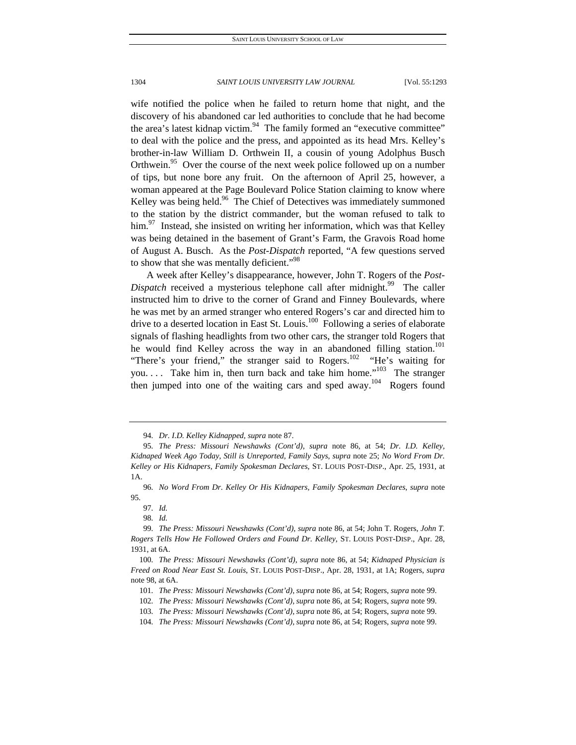wife notified the police when he failed to return home that night, and the discovery of his abandoned car led authorities to conclude that he had become the area's latest kidnap victim.[94] The family formed an "executive committee" to deal with the police and the press, and appointed as its head Mrs. Kelley's brother-in-law William D. Orthwein II, a cousin of young Adolphus Busch Orthwein.[95] Over the course of the next week police followed up on a number of tips, but none bore any fruit. On the afternoon of April 25, however, a woman appeared at the Page Boulevard Police Station claiming to know where Kelley was being held.[96] The Chief of Detectives was immediately summoned to the station by the district commander, but the woman refused to talk to him.[97] Instead, she insisted on writing her information, which was that Kelley was being detained in the basement of Grant's Farm, the Gravois Road home of August A. Busch. As the *Post-Dispatch* reported, "A few questions served to show that she was mentally deficient."[98]

A week after Kelley's disappearance, however, John T. Rogers of the *Post-Dispatch* received a mysterious telephone call after midnight.[99] The caller instructed him to drive to the corner of Grand and Finney Boulevards, where he was met by an armed stranger who entered Rogers's car and directed him to drive to a deserted location in East St. Louis.[100] Following a series of elaborate signals of flashing headlights from two other cars, the stranger told Rogers that he would find Kelley across the way in an abandoned filling station.[101] "There's your friend," the stranger said to Rogers.[102] "He's waiting for you. . . . Take him in, then turn back and take him home."[103] The stranger then jumped into one of the waiting cars and sped away.[104] Rogers found

---

94. *Dr. I.D. Kelley Kidnapped*, *supra* note 87.

95. *The Press: Missouri Newshawks (Cont'd)*, *supra* note 86, at 54; *Dr. I.D. Kelley, Kidnaped Week Ago Today, Still is Unreported, Family Says*, *supra* note 25; *No Word From Dr. Kelley or His Kidnapers, Family Spokesman Declares*, ST. LOUIS POST-DISP., Apr. 25, 1931, at 1A.

96. *No Word From Dr. Kelley Or His Kidnapers, Family Spokesman Declares*, *supra* note 95.

97. *Id.*

98. *Id.*

99. *The Press: Missouri Newshawks (Cont'd)*, *supra* note 86, at 54; John T. Rogers, *John T. Rogers Tells How He Followed Orders and Found Dr. Kelley*, ST. LOUIS POST-DISP., Apr. 28, 1931, at 6A.

100. *The Press: Missouri Newshawks (Cont'd)*, *supra* note 86, at 54; *Kidnaped Physician is Freed on Road Near East St. Louis*, ST. LOUIS POST-DISP., Apr. 28, 1931, at 1A; Rogers, *supra* note 98, at 6A.

101. *The Press: Missouri Newshawks (Cont'd)*, *supra* note 86, at 54; Rogers, *supra* note 99.

102. *The Press: Missouri Newshawks (Cont'd)*, *supra* note 86, at 54; Rogers, *supra* note 99.

103. *The Press: Missouri Newshawks (Cont'd)*, *supra* note 86, at 54; Rogers, *supra* note 99.

104. *The Press: Missouri Newshawks (Cont'd)*, *supra* note 86, at 54; Rogers, *supra* note 99.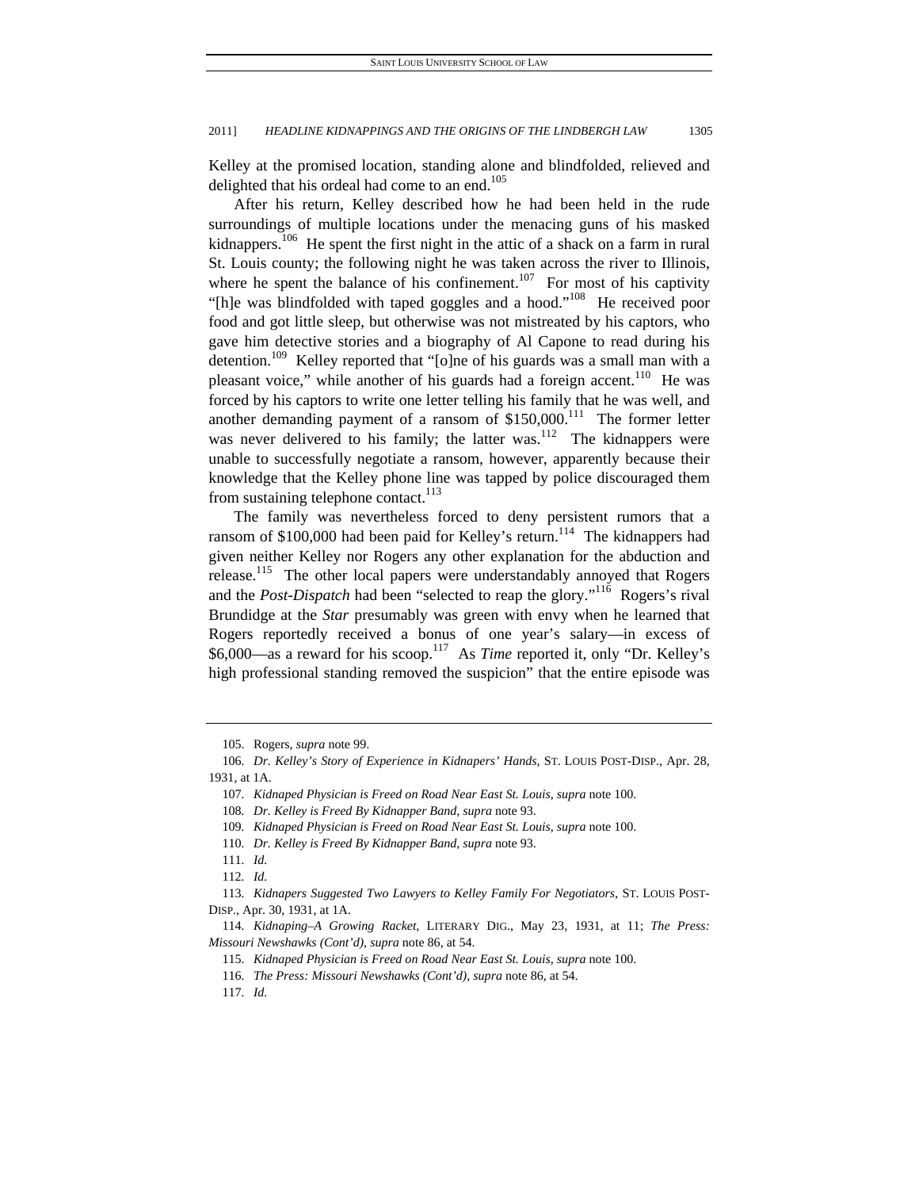Kelley at the promised location, standing alone and blindfolded, relieved and delighted that his ordeal had come to an end.[105]

After his return, Kelley described how he had been held in the rude surroundings of multiple locations under the menacing guns of his masked kidnappers.[106] He spent the first night in the attic of a shack on a farm in rural St. Louis county; the following night he was taken across the river to Illinois, where he spent the balance of his confinement.[107] For most of his captivity "[h]e was blindfolded with taped goggles and a hood."[108] He received poor food and got little sleep, but otherwise was not mistreated by his captors, who gave him detective stories and a biography of Al Capone to read during his detention.[109] Kelley reported that "[o]ne of his guards was a small man with a pleasant voice," while another of his guards had a foreign accent.[110] He was forced by his captors to write one letter telling his family that he was well, and another demanding payment of a ransom of $150,000.[111] The former letter was never delivered to his family; the latter was.[112] The kidnappers were unable to successfully negotiate a ransom, however, apparently because their knowledge that the Kelley phone line was tapped by police discouraged them from sustaining telephone contact.[113]

The family was nevertheless forced to deny persistent rumors that a ransom of $100,000 had been paid for Kelley's return.[114] The kidnappers had given neither Kelley nor Rogers any other explanation for the abduction and release.[115] The other local papers were understandably annoyed that Rogers and the *Post-Dispatch* had been "selected to reap the glory."[116] Rogers's rival Brundidge at the *Star* presumably was green with envy when he learned that Rogers reportedly received a bonus of one year's salary—in excess of $6,000—as a reward for his scoop.[117] As *Time* reported it, only "Dr. Kelley's high professional standing removed the suspicion" that the entire episode was

---

105. Rogers, *supra* note 99.

106. *Dr. Kelley's Story of Experience in Kidnapers' Hands*, ST. LOUIS POST-DISP., Apr. 28, 1931, at 1A.

107. *Kidnaped Physician is Freed on Road Near East St. Louis*, *supra* note 100.

108. *Dr. Kelley is Freed By Kidnapper Band*, *supra* note 93.

109. *Kidnaped Physician is Freed on Road Near East St. Louis*, *supra* note 100.

110. *Dr. Kelley is Freed By Kidnapper Band*, *supra* note 93.

111. *Id.*

112. *Id.*

113. *Kidnapers Suggested Two Lawyers to Kelley Family For Negotiators*, ST. LOUIS POST-DISP., Apr. 30, 1931, at 1A.

114. *Kidnaping–A Growing Racket*, LITERARY DIG., May 23, 1931, at 11; *The Press: Missouri Newshawks (Cont'd)*, *supra* note 86, at 54.

115. *Kidnaped Physician is Freed on Road Near East St. Louis*, *supra* note 100.

116. *The Press: Missouri Newshawks (Cont'd)*, *supra* note 86, at 54.

117. *Id.*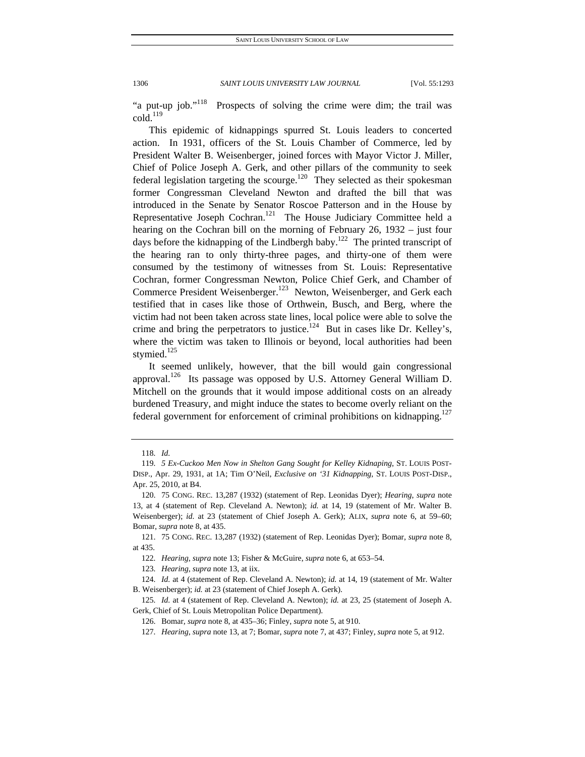"a put-up job."[118] Prospects of solving the crime were dim; the trail was cold.[119]

This epidemic of kidnappings spurred St. Louis leaders to concerted action. In 1931, officers of the St. Louis Chamber of Commerce, led by President Walter B. Weisenberger, joined forces with Mayor Victor J. Miller, Chief of Police Joseph A. Gerk, and other pillars of the community to seek federal legislation targeting the scourge.[120] They selected as their spokesman former Congressman Cleveland Newton and drafted the bill that was introduced in the Senate by Senator Roscoe Patterson and in the House by Representative Joseph Cochran.[121] The House Judiciary Committee held a hearing on the Cochran bill on the morning of February 26, 1932 – just four days before the kidnapping of the Lindbergh baby.[122] The printed transcript of the hearing ran to only thirty-three pages, and thirty-one of them were consumed by the testimony of witnesses from St. Louis: Representative Cochran, former Congressman Newton, Police Chief Gerk, and Chamber of Commerce President Weisenberger.[123] Newton, Weisenberger, and Gerk each testified that in cases like those of Orthwein, Busch, and Berg, where the victim had not been taken across state lines, local police were able to solve the crime and bring the perpetrators to justice.[124] But in cases like Dr. Kelley's, where the victim was taken to Illinois or beyond, local authorities had been stymied.[125]

It seemed unlikely, however, that the bill would gain congressional approval.[126] Its passage was opposed by U.S. Attorney General William D. Mitchell on the grounds that it would impose additional costs on an already burdened Treasury, and might induce the states to become overly reliant on the federal government for enforcement of criminal prohibitions on kidnapping.[127]

---

118. *Id.*

119. *5 Ex-Cuckoo Men Now in Shelton Gang Sought for Kelley Kidnaping*, ST. LOUIS POST-DISP., Apr. 29, 1931, at 1A; Tim O'Neil, *Exclusive on '31 Kidnapping*, ST. LOUIS POST-DISP., Apr. 25, 2010, at B4.

120. 75 CONG. REC. 13,287 (1932) (statement of Rep. Leonidas Dyer); *Hearing*, *supra* note 13, at 4 (statement of Rep. Cleveland A. Newton); *id.* at 14, 19 (statement of Mr. Walter B. Weisenberger); *id.* at 23 (statement of Chief Joseph A. Gerk); ALIX, *supra* note 6, at 59–60; Bomar, *supra* note 8, at 435.

121. 75 CONG. REC. 13,287 (1932) (statement of Rep. Leonidas Dyer); Bomar, *supra* note 8, at 435.

122. *Hearing*, *supra* note 13; Fisher & McGuire, *supra* note 6, at 653–54.

123. *Hearing*, *supra* note 13, at iix.

124. *Id.* at 4 (statement of Rep. Cleveland A. Newton); *id.* at 14, 19 (statement of Mr. Walter B. Weisenberger); *id.* at 23 (statement of Chief Joseph A. Gerk).

125. *Id.* at 4 (statement of Rep. Cleveland A. Newton); *id.* at 23, 25 (statement of Joseph A. Gerk, Chief of St. Louis Metropolitan Police Department).

126. Bomar, *supra* note 8, at 435–36; Finley, *supra* note 5, at 910.

127. *Hearing*, *supra* note 13, at 7; Bomar, *supra* note 7, at 437; Finley, *supra* note 5, at 912.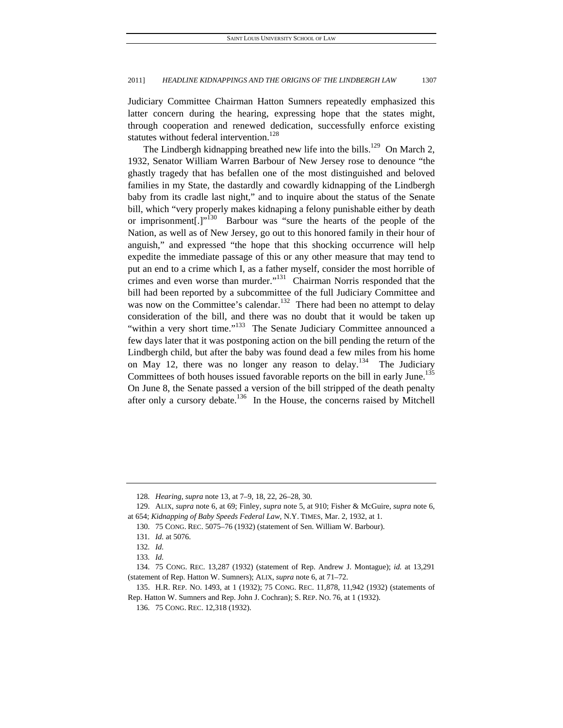Judiciary Committee Chairman Hatton Sumners repeatedly emphasized this latter concern during the hearing, expressing hope that the states might, through cooperation and renewed dedication, successfully enforce existing statutes without federal intervention.[128]

The Lindbergh kidnapping breathed new life into the bills.[129] On March 2, 1932, Senator William Warren Barbour of New Jersey rose to denounce "the ghastly tragedy that has befallen one of the most distinguished and beloved families in my State, the dastardly and cowardly kidnapping of the Lindbergh baby from its cradle last night," and to inquire about the status of the Senate bill, which "very properly makes kidnaping a felony punishable either by death or imprisonment[.]"[130] Barbour was "sure the hearts of the people of the Nation, as well as of New Jersey, go out to this honored family in their hour of anguish," and expressed "the hope that this shocking occurrence will help expedite the immediate passage of this or any other measure that may tend to put an end to a crime which I, as a father myself, consider the most horrible of crimes and even worse than murder."[131] Chairman Norris responded that the bill had been reported by a subcommittee of the full Judiciary Committee and was now on the Committee's calendar.[132] There had been no attempt to delay consideration of the bill, and there was no doubt that it would be taken up "within a very short time."[133] The Senate Judiciary Committee announced a few days later that it was postponing action on the bill pending the return of the Lindbergh child, but after the baby was found dead a few miles from his home on May 12, there was no longer any reason to delay.[134] The Judiciary Committees of both houses issued favorable reports on the bill in early June.[135] On June 8, the Senate passed a version of the bill stripped of the death penalty after only a cursory debate.[136] In the House, the concerns raised by Mitchell

---

128. *Hearing*, *supra* note 13, at 7–9, 18, 22, 26–28, 30.

129. ALIX, *supra* note 6, at 69; Finley, *supra* note 5, at 910; Fisher & McGuire, *supra* note 6, at 654; *Kidnapping of Baby Speeds Federal Law*, N.Y. TIMES, Mar. 2, 1932, at 1.

130. 75 CONG. REC. 5075–76 (1932) (statement of Sen. William W. Barbour).

131. *Id.* at 5076.

132. *Id.*

133. *Id.*

134. 75 CONG. REC. 13,287 (1932) (statement of Rep. Andrew J. Montague); *id.* at 13,291 (statement of Rep. Hatton W. Sumners); ALIX, *supra* note 6, at 71–72.

135. H.R. REP. NO. 1493, at 1 (1932); 75 CONG. REC. 11,878, 11,942 (1932) (statements of Rep. Hatton W. Sumners and Rep. John J. Cochran); S. REP. NO. 76, at 1 (1932).

136. 75 CONG. REC. 12,318 (1932).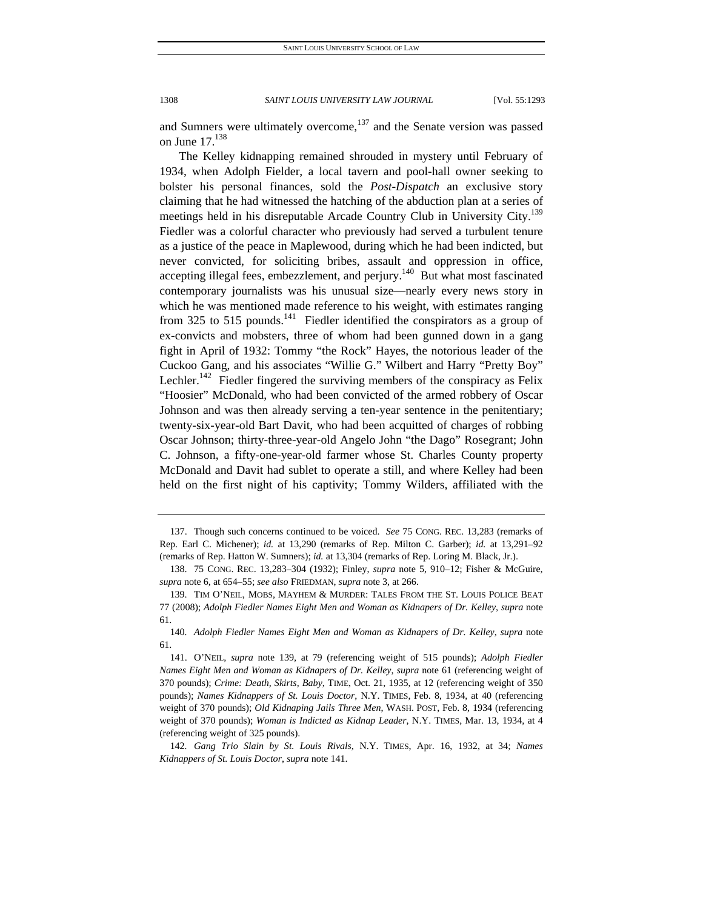and Sumners were ultimately overcome,[137] and the Senate version was passed on June 17.[138]

The Kelley kidnapping remained shrouded in mystery until February of 1934, when Adolph Fielder, a local tavern and pool-hall owner seeking to bolster his personal finances, sold the *Post-Dispatch* an exclusive story claiming that he had witnessed the hatching of the abduction plan at a series of meetings held in his disreputable Arcade Country Club in University City.[139] Fiedler was a colorful character who previously had served a turbulent tenure as a justice of the peace in Maplewood, during which he had been indicted, but never convicted, for soliciting bribes, assault and oppression in office, accepting illegal fees, embezzlement, and perjury.[140] But what most fascinated contemporary journalists was his unusual size—nearly every news story in which he was mentioned made reference to his weight, with estimates ranging from 325 to 515 pounds.[141] Fiedler identified the conspirators as a group of ex-convicts and mobsters, three of whom had been gunned down in a gang fight in April of 1932: Tommy "the Rock" Hayes, the notorious leader of the Cuckoo Gang, and his associates "Willie G." Wilbert and Harry "Pretty Boy" Lechler.[142] Fiedler fingered the surviving members of the conspiracy as Felix "Hoosier" McDonald, who had been convicted of the armed robbery of Oscar Johnson and was then already serving a ten-year sentence in the penitentiary; twenty-six-year-old Bart Davit, who had been acquitted of charges of robbing Oscar Johnson; thirty-three-year-old Angelo John "the Dago" Rosegrant; John C. Johnson, a fifty-one-year-old farmer whose St. Charles County property McDonald and Davit had sublet to operate a still, and where Kelley had been held on the first night of his captivity; Tommy Wilders, affiliated with the

---

137. Though such concerns continued to be voiced. *See* 75 CONG. REC. 13,283 (remarks of Rep. Earl C. Michener); *id.* at 13,290 (remarks of Rep. Milton C. Garber); *id.* at 13,291–92 (remarks of Rep. Hatton W. Sumners); *id.* at 13,304 (remarks of Rep. Loring M. Black, Jr.).

138. 75 CONG. REC. 13,283–304 (1932); Finley, *supra* note 5, 910–12; Fisher & McGuire, *supra* note 6, at 654–55; *see also* FRIEDMAN, *supra* note 3, at 266.

139. TIM O'NEIL, MOBS, MAYHEM & MURDER: TALES FROM THE ST. LOUIS POLICE BEAT 77 (2008); *Adolph Fiedler Names Eight Men and Woman as Kidnapers of Dr. Kelley*, *supra* note 61.

140. *Adolph Fiedler Names Eight Men and Woman as Kidnapers of Dr. Kelley*, *supra* note 61.

141. O'NEIL, *supra* note 139, at 79 (referencing weight of 515 pounds); *Adolph Fiedler Names Eight Men and Woman as Kidnapers of Dr. Kelley*, *supra* note 61 (referencing weight of 370 pounds); *Crime: Death, Skirts, Baby*, TIME, Oct. 21, 1935, at 12 (referencing weight of 350 pounds); *Names Kidnappers of St. Louis Doctor*, N.Y. TIMES, Feb. 8, 1934, at 40 (referencing weight of 370 pounds); *Old Kidnaping Jails Three Men*, WASH. POST, Feb. 8, 1934 (referencing weight of 370 pounds); *Woman is Indicted as Kidnap Leader*, N.Y. TIMES, Mar. 13, 1934, at 4 (referencing weight of 325 pounds).

142. *Gang Trio Slain by St. Louis Rivals*, N.Y. TIMES, Apr. 16, 1932, at 34; *Names Kidnappers of St. Louis Doctor*, *supra* note 141.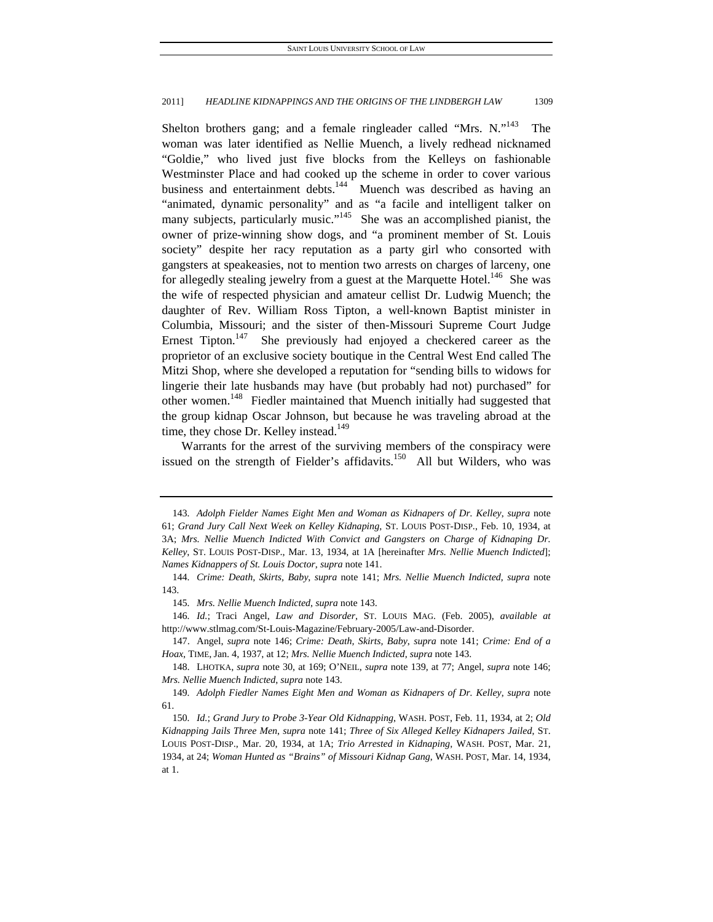Shelton brothers gang; and a female ringleader called "Mrs. N."[143] The woman was later identified as Nellie Muench, a lively redhead nicknamed "Goldie," who lived just five blocks from the Kelleys on fashionable Westminster Place and had cooked up the scheme in order to cover various business and entertainment debts.[144] Muench was described as having an "animated, dynamic personality" and as "a facile and intelligent talker on many subjects, particularly music."[145] She was an accomplished pianist, the owner of prize-winning show dogs, and "a prominent member of St. Louis society" despite her racy reputation as a party girl who consorted with gangsters at speakeasies, not to mention two arrests on charges of larceny, one for allegedly stealing jewelry from a guest at the Marquette Hotel.[146] She was the wife of respected physician and amateur cellist Dr. Ludwig Muench; the daughter of Rev. William Ross Tipton, a well-known Baptist minister in Columbia, Missouri; and the sister of then-Missouri Supreme Court Judge Ernest Tipton.[147] She previously had enjoyed a checkered career as the proprietor of an exclusive society boutique in the Central West End called The Mitzi Shop, where she developed a reputation for "sending bills to widows for lingerie their late husbands may have (but probably had not) purchased" for other women.[148] Fiedler maintained that Muench initially had suggested that the group kidnap Oscar Johnson, but because he was traveling abroad at the time, they chose Dr. Kelley instead.[149]

Warrants for the arrest of the surviving members of the conspiracy were issued on the strength of Fielder's affidavits.[150] All but Wilders, who was

---

143. *Adolph Fielder Names Eight Men and Woman as Kidnapers of Dr. Kelley*, *supra* note 61; *Grand Jury Call Next Week on Kelley Kidnaping*, ST. LOUIS POST-DISP., Feb. 10, 1934, at 3A; *Mrs. Nellie Muench Indicted With Convict and Gangsters on Charge of Kidnaping Dr. Kelley*, ST. LOUIS POST-DISP., Mar. 13, 1934, at 1A [hereinafter *Mrs. Nellie Muench Indicted*]; *Names Kidnappers of St. Louis Doctor*, *supra* note 141.

144. *Crime: Death, Skirts, Baby*, *supra* note 141; *Mrs. Nellie Muench Indicted*, *supra* note 143.

145. *Mrs. Nellie Muench Indicted*, *supra* note 143.

146. *Id.*; Traci Angel, *Law and Disorder*, ST. LOUIS MAG. (Feb. 2005), *available at* http://www.stlmag.com/St-Louis-Magazine/February-2005/Law-and-Disorder.

147. Angel, *supra* note 146; *Crime: Death, Skirts, Baby*, *supra* note 141; *Crime: End of a Hoax*, TIME, Jan. 4, 1937, at 12; *Mrs. Nellie Muench Indicted*, *supra* note 143.

148. LHOTKA, *supra* note 30, at 169; O'NEIL, *supra* note 139, at 77; Angel, *supra* note 146; *Mrs. Nellie Muench Indicted*, *supra* note 143.

149. *Adolph Fiedler Names Eight Men and Woman as Kidnapers of Dr. Kelley*, *supra* note 61.

150. *Id.*; *Grand Jury to Probe 3-Year Old Kidnapping*, WASH. POST, Feb. 11, 1934, at 2; *Old Kidnapping Jails Three Men*, *supra* note 141; *Three of Six Alleged Kelley Kidnapers Jailed*, ST. LOUIS POST-DISP., Mar. 20, 1934, at 1A; *Trio Arrested in Kidnaping*, WASH. POST, Mar. 21, 1934, at 24; *Woman Hunted as "Brains" of Missouri Kidnap Gang*, WASH. POST, Mar. 14, 1934, at 1.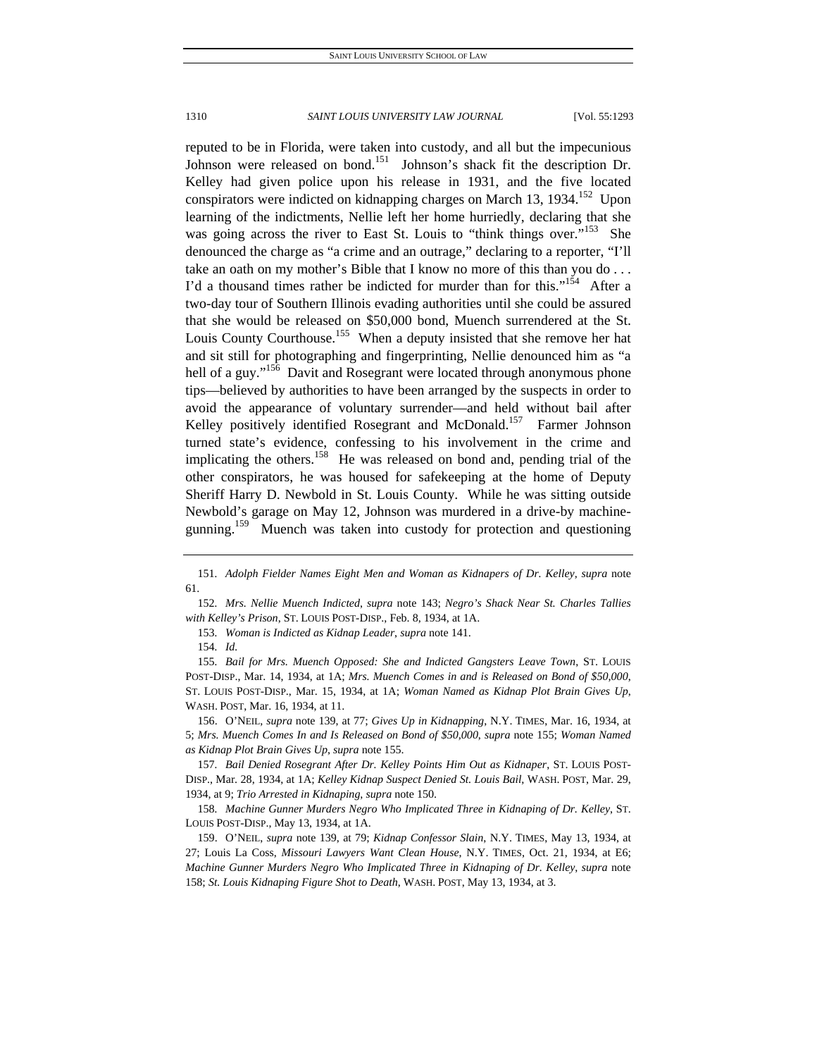reputed to be in Florida, were taken into custody, and all but the impecunious Johnson were released on bond.[151] Johnson's shack fit the description Dr. Kelley had given police upon his release in 1931, and the five located conspirators were indicted on kidnapping charges on March 13, 1934.[152] Upon learning of the indictments, Nellie left her home hurriedly, declaring that she was going across the river to East St. Louis to "think things over."[153] She denounced the charge as "a crime and an outrage," declaring to a reporter, "I'll take an oath on my mother's Bible that I know no more of this than you do . . . I'd a thousand times rather be indicted for murder than for this."[154] After a two-day tour of Southern Illinois evading authorities until she could be assured that she would be released on $50,000 bond, Muench surrendered at the St. Louis County Courthouse.[155] When a deputy insisted that she remove her hat and sit still for photographing and fingerprinting, Nellie denounced him as "a hell of a guy."[156] Davit and Rosegrant were located through anonymous phone tips—believed by authorities to have been arranged by the suspects in order to avoid the appearance of voluntary surrender—and held without bail after Kelley positively identified Rosegrant and McDonald.[157] Farmer Johnson turned state's evidence, confessing to his involvement in the crime and implicating the others.[158] He was released on bond and, pending trial of the other conspirators, he was housed for safekeeping at the home of Deputy Sheriff Harry D. Newbold in St. Louis County. While he was sitting outside Newbold's garage on May 12, Johnson was murdered in a drive-by machine-gunning.[159] Muench was taken into custody for protection and questioning

---

151. *Adolph Fielder Names Eight Men and Woman as Kidnapers of Dr. Kelley*, *supra* note 61.

152. *Mrs. Nellie Muench Indicted*, *supra* note 143; *Negro's Shack Near St. Charles Tallies with Kelley's Prison*, ST. LOUIS POST-DISP., Feb. 8, 1934, at 1A.

153. *Woman is Indicted as Kidnap Leader*, *supra* note 141.

154. *Id.*

155. *Bail for Mrs. Muench Opposed: She and Indicted Gangsters Leave Town*, ST. LOUIS POST-DISP., Mar. 14, 1934, at 1A; *Mrs. Muench Comes in and is Released on Bond of $50,000*, ST. LOUIS POST-DISP., Mar. 15, 1934, at 1A; *Woman Named as Kidnap Plot Brain Gives Up*, WASH. POST, Mar. 16, 1934, at 11.

156. O'NEIL, *supra* note 139, at 77; *Gives Up in Kidnapping*, N.Y. TIMES, Mar. 16, 1934, at 5; *Mrs. Muench Comes In and Is Released on Bond of $50,000*, *supra* note 155; *Woman Named as Kidnap Plot Brain Gives Up*, *supra* note 155.

157. *Bail Denied Rosegrant After Dr. Kelley Points Him Out as Kidnaper*, ST. LOUIS POST-DISP., Mar. 28, 1934, at 1A; *Kelley Kidnap Suspect Denied St. Louis Bail*, WASH. POST, Mar. 29, 1934, at 9; *Trio Arrested in Kidnaping*, *supra* note 150.

158. *Machine Gunner Murders Negro Who Implicated Three in Kidnaping of Dr. Kelley*, ST. LOUIS POST-DISP., May 13, 1934, at 1A.

159. O'NEIL, *supra* note 139, at 79; *Kidnap Confessor Slain*, N.Y. TIMES, May 13, 1934, at 27; Louis La Coss, *Missouri Lawyers Want Clean House*, N.Y. TIMES, Oct. 21, 1934, at E6; *Machine Gunner Murders Negro Who Implicated Three in Kidnaping of Dr. Kelley*, *supra* note 158; *St. Louis Kidnaping Figure Shot to Death*, WASH. POST, May 13, 1934, at 3.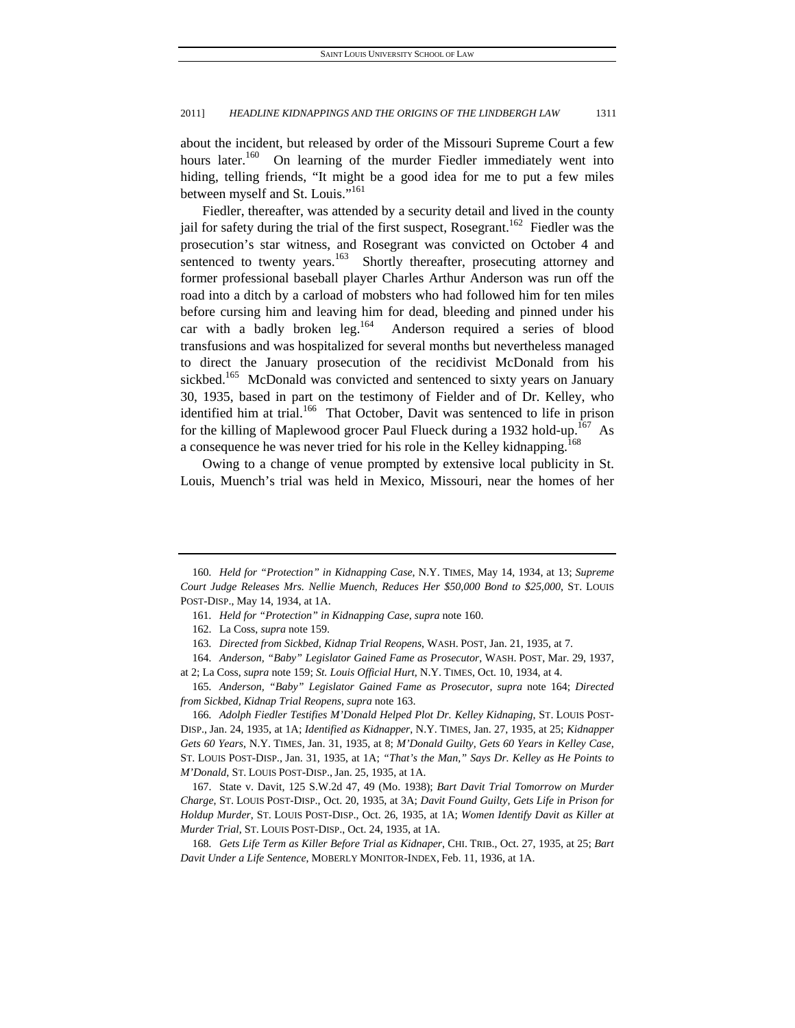about the incident, but released by order of the Missouri Supreme Court a few hours later.[160] On learning of the murder Fiedler immediately went into hiding, telling friends, "It might be a good idea for me to put a few miles between myself and St. Louis."[161]

Fiedler, thereafter, was attended by a security detail and lived in the county jail for safety during the trial of the first suspect, Rosegrant.[162] Fiedler was the prosecution's star witness, and Rosegrant was convicted on October 4 and sentenced to twenty years.[163] Shortly thereafter, prosecuting attorney and former professional baseball player Charles Arthur Anderson was run off the road into a ditch by a carload of mobsters who had followed him for ten miles before cursing him and leaving him for dead, bleeding and pinned under his car with a badly broken leg.[164] Anderson required a series of blood transfusions and was hospitalized for several months but nevertheless managed to direct the January prosecution of the recidivist McDonald from his sickbed.[165] McDonald was convicted and sentenced to sixty years on January 30, 1935, based in part on the testimony of Fielder and of Dr. Kelley, who identified him at trial.[166] That October, Davit was sentenced to life in prison for the killing of Maplewood grocer Paul Flueck during a 1932 hold-up.[167] As a consequence he was never tried for his role in the Kelley kidnapping.[168]

Owing to a change of venue prompted by extensive local publicity in St. Louis, Muench's trial was held in Mexico, Missouri, near the homes of her

---

160. *Held for "Protection" in Kidnapping Case*, N.Y. TIMES, May 14, 1934, at 13; *Supreme Court Judge Releases Mrs. Nellie Muench, Reduces Her $50,000 Bond to $25,000*, ST. LOUIS POST-DISP., May 14, 1934, at 1A.

161. *Held for "Protection" in Kidnapping Case*, *supra* note 160.

162. La Coss, *supra* note 159.

163. *Directed from Sickbed, Kidnap Trial Reopens*, WASH. POST, Jan. 21, 1935, at 7.

164. *Anderson, "Baby" Legislator Gained Fame as Prosecutor*, WASH. POST, Mar. 29, 1937, at 2; La Coss, *supra* note 159; *St. Louis Official Hurt*, N.Y. TIMES, Oct. 10, 1934, at 4.

165. *Anderson, "Baby" Legislator Gained Fame as Prosecutor*, *supra* note 164; *Directed from Sickbed, Kidnap Trial Reopens*, *supra* note 163.

166. *Adolph Fiedler Testifies M'Donald Helped Plot Dr. Kelley Kidnaping*, ST. LOUIS POST-DISP., Jan. 24, 1935, at 1A; *Identified as Kidnapper*, N.Y. TIMES, Jan. 27, 1935, at 25; *Kidnapper Gets 60 Years*, N.Y. TIMES, Jan. 31, 1935, at 8; *M'Donald Guilty, Gets 60 Years in Kelley Case*, ST. LOUIS POST-DISP., Jan. 31, 1935, at 1A; *"That's the Man," Says Dr. Kelley as He Points to M'Donald*, ST. LOUIS POST-DISP., Jan. 25, 1935, at 1A.

167. State v. Davit, 125 S.W.2d 47, 49 (Mo. 1938); *Bart Davit Trial Tomorrow on Murder Charge*, ST. LOUIS POST-DISP., Oct. 20, 1935, at 3A; *Davit Found Guilty, Gets Life in Prison for Holdup Murder*, ST. LOUIS POST-DISP., Oct. 26, 1935, at 1A; *Women Identify Davit as Killer at Murder Trial*, ST. LOUIS POST-DISP., Oct. 24, 1935, at 1A.

168. *Gets Life Term as Killer Before Trial as Kidnaper*, CHI. TRIB., Oct. 27, 1935, at 25; *Bart Davit Under a Life Sentence*, MOBERLY MONITOR-INDEX, Feb. 11, 1936, at 1A.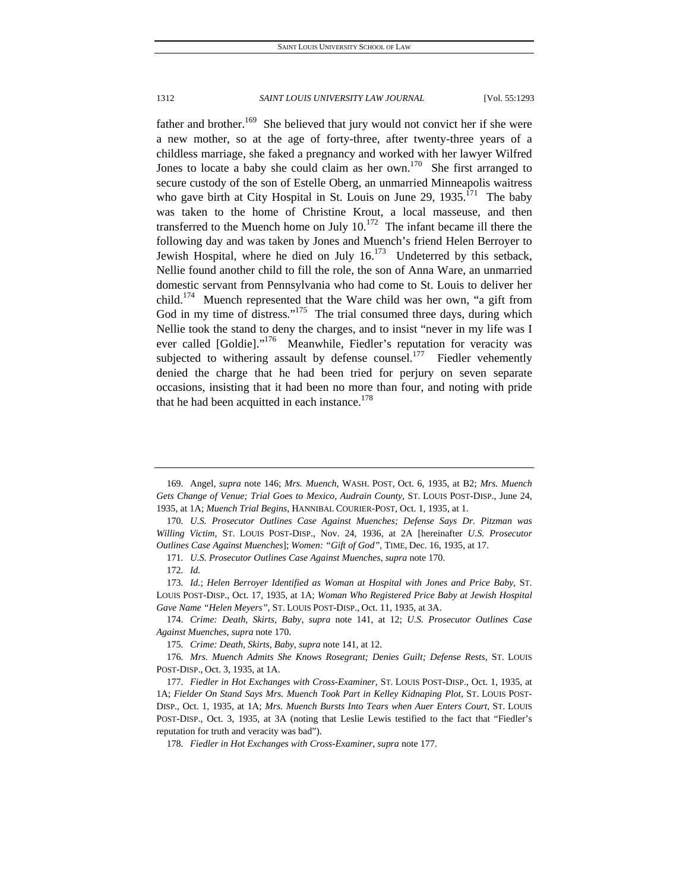father and brother.[169] She believed that jury would not convict her if she were a new mother, so at the age of forty-three, after twenty-three years of a childless marriage, she faked a pregnancy and worked with her lawyer Wilfred Jones to locate a baby she could claim as her own.[170] She first arranged to secure custody of the son of Estelle Oberg, an unmarried Minneapolis waitress who gave birth at City Hospital in St. Louis on June 29, 1935.[171] The baby was taken to the home of Christine Krout, a local masseuse, and then transferred to the Muench home on July 10.[172] The infant became ill there the following day and was taken by Jones and Muench's friend Helen Berroyer to Jewish Hospital, where he died on July 16.[173] Undeterred by this setback, Nellie found another child to fill the role, the son of Anna Ware, an unmarried domestic servant from Pennsylvania who had come to St. Louis to deliver her child.[174] Muench represented that the Ware child was her own, "a gift from God in my time of distress."[175] The trial consumed three days, during which Nellie took the stand to deny the charges, and to insist "never in my life was I ever called [Goldie]."[176] Meanwhile, Fiedler's reputation for veracity was subjected to withering assault by defense counsel.[177] Fiedler vehemently denied the charge that he had been tried for perjury on seven separate occasions, insisting that it had been no more than four, and noting with pride that he had been acquitted in each instance.[178]

---

169. Angel, *supra* note 146; *Mrs. Muench*, WASH. POST, Oct. 6, 1935, at B2; *Mrs. Muench Gets Change of Venue; Trial Goes to Mexico, Audrain County*, ST. LOUIS POST-DISP., June 24, 1935, at 1A; *Muench Trial Begins*, HANNIBAL COURIER-POST, Oct. 1, 1935, at 1.

170. *U.S. Prosecutor Outlines Case Against Muenches; Defense Says Dr. Pitzman was Willing Victim*, ST. LOUIS POST-DISP., Nov. 24, 1936, at 2A [hereinafter *U.S. Prosecutor Outlines Case Against Muenches*]; *Women: "Gift of God"*, TIME, Dec. 16, 1935, at 17.

171. *U.S. Prosecutor Outlines Case Against Muenches*, *supra* note 170.

172. *Id.*

173. *Id.*; *Helen Berroyer Identified as Woman at Hospital with Jones and Price Baby*, ST. LOUIS POST-DISP., Oct. 17, 1935, at 1A; *Woman Who Registered Price Baby at Jewish Hospital Gave Name "Helen Meyers"*, ST. LOUIS POST-DISP., Oct. 11, 1935, at 3A.

174. *Crime: Death, Skirts, Baby*, *supra* note 141, at 12; *U.S. Prosecutor Outlines Case Against Muenches*, *supra* note 170.

175. *Crime: Death, Skirts, Baby*, *supra* note 141, at 12.

176. *Mrs. Muench Admits She Knows Rosegrant; Denies Guilt; Defense Rests*, ST. LOUIS POST-DISP., Oct. 3, 1935, at 1A.

177. *Fiedler in Hot Exchanges with Cross-Examiner*, ST. LOUIS POST-DISP., Oct. 1, 1935, at 1A; *Fielder On Stand Says Mrs. Muench Took Part in Kelley Kidnaping Plot*, ST. LOUIS POST-DISP., Oct. 1, 1935, at 1A; *Mrs. Muench Bursts Into Tears when Auer Enters Court*, ST. LOUIS POST-DISP., Oct. 3, 1935, at 3A (noting that Leslie Lewis testified to the fact that "Fiedler's reputation for truth and veracity was bad").

178. *Fiedler in Hot Exchanges with Cross-Examiner*, *supra* note 177.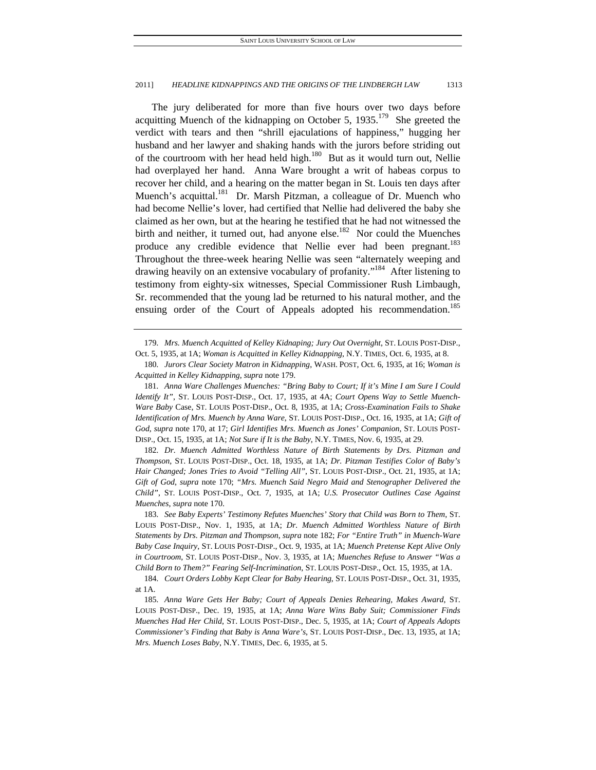The jury deliberated for more than five hours over two days before acquitting Muench of the kidnapping on October 5, 1935.[179] She greeted the verdict with tears and then "shrill ejaculations of happiness," hugging her husband and her lawyer and shaking hands with the jurors before striding out of the courtroom with her head held high.[180] But as it would turn out, Nellie had overplayed her hand. Anna Ware brought a writ of habeas corpus to recover her child, and a hearing on the matter began in St. Louis ten days after Muench's acquittal.[181] Dr. Marsh Pitzman, a colleague of Dr. Muench who had become Nellie's lover, had certified that Nellie had delivered the baby she claimed as her own, but at the hearing he testified that he had not witnessed the birth and neither, it turned out, had anyone else.[182] Nor could the Muenches produce any credible evidence that Nellie ever had been pregnant.[183] Throughout the three-week hearing Nellie was seen "alternately weeping and drawing heavily on an extensive vocabulary of profanity."[184] After listening to testimony from eighty-six witnesses, Special Commissioner Rush Limbaugh, Sr. recommended that the young lad be returned to his natural mother, and the ensuing order of the Court of Appeals adopted his recommendation.[185]

---

179. *Mrs. Muench Acquitted of Kelley Kidnaping; Jury Out Overnight*, ST. LOUIS POST-DISP., Oct. 5, 1935, at 1A; *Woman is Acquitted in Kelley Kidnapping*, N.Y. TIMES, Oct. 6, 1935, at 8.

180. *Jurors Clear Society Matron in Kidnapping*, WASH. POST, Oct. 6, 1935, at 16; *Woman is Acquitted in Kelley Kidnapping*, *supra* note 179.

181. *Anna Ware Challenges Muenches: "Bring Baby to Court; If it's Mine I am Sure I Could Identify It"*, ST. LOUIS POST-DISP., Oct. 17, 1935, at 4A; *Court Opens Way to Settle Muench-Ware Baby* Case, ST. LOUIS POST-DISP., Oct. 8, 1935, at 1A; *Cross-Examination Fails to Shake Identification of Mrs. Muench by Anna Ware*, ST. LOUIS POST-DISP., Oct. 16, 1935, at 1A; *Gift of God*, *supra* note 170, at 17; *Girl Identifies Mrs. Muench as Jones' Companion*, ST. LOUIS POST-DISP., Oct. 15, 1935, at 1A; *Not Sure if It is the Baby*, N.Y. TIMES, Nov. 6, 1935, at 29.

182. *Dr. Muench Admitted Worthless Nature of Birth Statements by Drs. Pitzman and Thompson*, ST. LOUIS POST-DISP., Oct. 18, 1935, at 1A; *Dr. Pitzman Testifies Color of Baby's Hair Changed; Jones Tries to Avoid "Telling All"*, ST. LOUIS POST-DISP., Oct. 21, 1935, at 1A; *Gift of God*, *supra* note 170; *"Mrs. Muench Said Negro Maid and Stenographer Delivered the Child"*, ST. LOUIS POST-DISP., Oct. 7, 1935, at 1A; *U.S. Prosecutor Outlines Case Against Muenches*, *supra* note 170.

183. *See Baby Experts' Testimony Refutes Muenches' Story that Child was Born to Them*, ST. LOUIS POST-DISP., Nov. 1, 1935, at 1A; *Dr. Muench Admitted Worthless Nature of Birth Statements by Drs. Pitzman and Thompson*, *supra* note 182; *For "Entire Truth" in Muench-Ware Baby Case Inquiry*, ST. LOUIS POST-DISP., Oct. 9, 1935, at 1A; *Muench Pretense Kept Alive Only in Courtroom*, ST. LOUIS POST-DISP., Nov. 3, 1935, at 1A; *Muenches Refuse to Answer "Was a Child Born to Them?" Fearing Self-Incrimination*, ST. LOUIS POST-DISP., Oct. 15, 1935, at 1A.

184. *Court Orders Lobby Kept Clear for Baby Hearing*, ST. LOUIS POST-DISP., Oct. 31, 1935, at 1A.

185. *Anna Ware Gets Her Baby; Court of Appeals Denies Rehearing, Makes Award*, ST. LOUIS POST-DISP., Dec. 19, 1935, at 1A; *Anna Ware Wins Baby Suit; Commissioner Finds Muenches Had Her Child*, ST. LOUIS POST-DISP., Dec. 5, 1935, at 1A; *Court of Appeals Adopts Commissioner's Finding that Baby is Anna Ware's*, ST. LOUIS POST-DISP., Dec. 13, 1935, at 1A; *Mrs. Muench Loses Baby*, N.Y. TIMES, Dec. 6, 1935, at 5.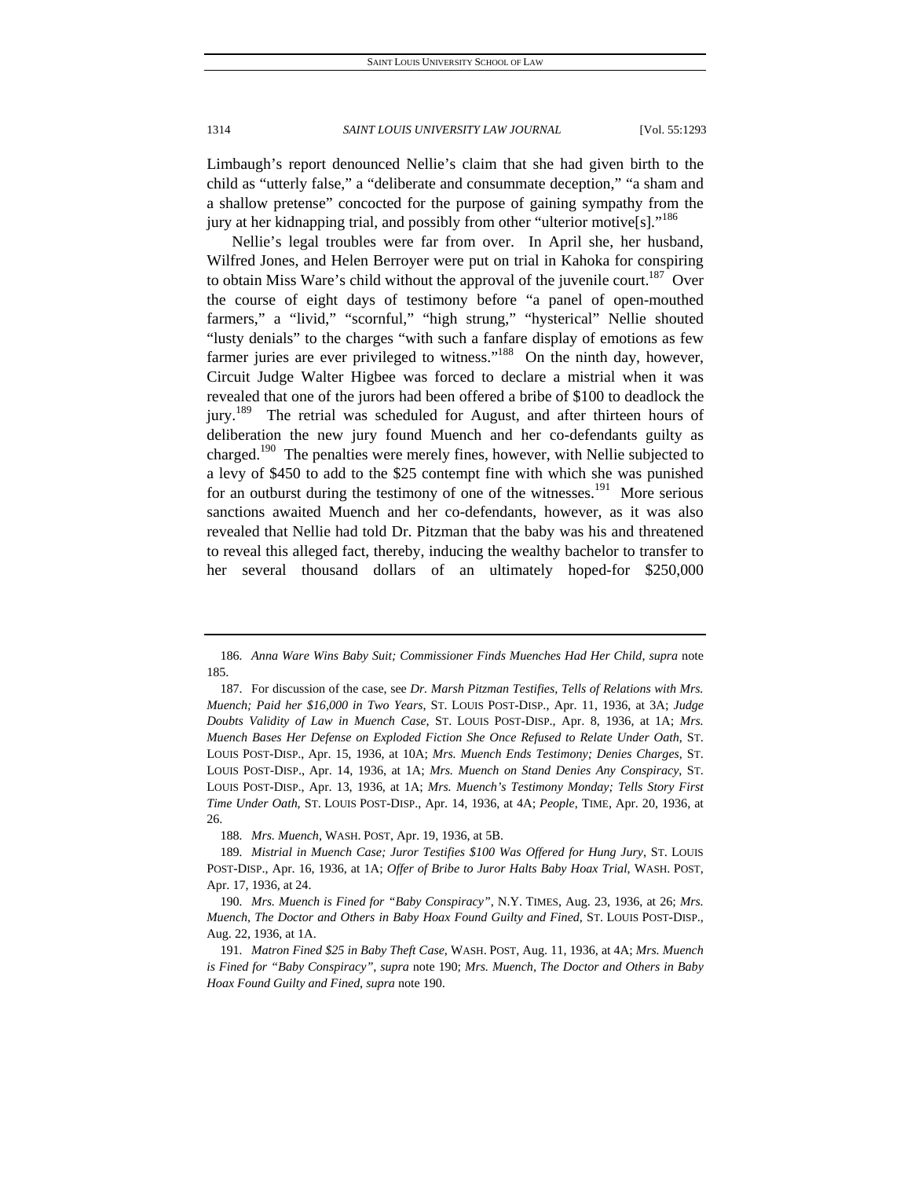Limbaugh's report denounced Nellie's claim that she had given birth to the child as "utterly false," a "deliberate and consummate deception," "a sham and a shallow pretense" concocted for the purpose of gaining sympathy from the jury at her kidnapping trial, and possibly from other "ulterior motive[s]."[186]

Nellie's legal troubles were far from over. In April she, her husband, Wilfred Jones, and Helen Berroyer were put on trial in Kahoka for conspiring to obtain Miss Ware's child without the approval of the juvenile court.[187] Over the course of eight days of testimony before "a panel of open-mouthed farmers," a "livid," "scornful," "high strung," "hysterical" Nellie shouted "lusty denials" to the charges "with such a fanfare display of emotions as few farmer juries are ever privileged to witness."[188] On the ninth day, however, Circuit Judge Walter Higbee was forced to declare a mistrial when it was revealed that one of the jurors had been offered a bribe of $100 to deadlock the jury.[189] The retrial was scheduled for August, and after thirteen hours of deliberation the new jury found Muench and her co-defendants guilty as charged.[190] The penalties were merely fines, however, with Nellie subjected to a levy of $450 to add to the $25 contempt fine with which she was punished for an outburst during the testimony of one of the witnesses.[191] More serious sanctions awaited Muench and her co-defendants, however, as it was also revealed that Nellie had told Dr. Pitzman that the baby was his and threatened to reveal this alleged fact, thereby, inducing the wealthy bachelor to transfer to her several thousand dollars of an ultimately hoped-for $250,000

---

186. *Anna Ware Wins Baby Suit; Commissioner Finds Muenches Had Her Child*, *supra* note 185.

187. For discussion of the case, see *Dr. Marsh Pitzman Testifies, Tells of Relations with Mrs. Muench; Paid her $16,000 in Two Years*, ST. LOUIS POST-DISP., Apr. 11, 1936, at 3A; *Judge Doubts Validity of Law in Muench Case*, ST. LOUIS POST-DISP., Apr. 8, 1936, at 1A; *Mrs. Muench Bases Her Defense on Exploded Fiction She Once Refused to Relate Under Oath*, ST. LOUIS POST-DISP., Apr. 15, 1936, at 10A; *Mrs. Muench Ends Testimony; Denies Charges*, ST. LOUIS POST-DISP., Apr. 14, 1936, at 1A; *Mrs. Muench on Stand Denies Any Conspiracy*, ST. LOUIS POST-DISP., Apr. 13, 1936, at 1A; *Mrs. Muench's Testimony Monday; Tells Story First Time Under Oath*, ST. LOUIS POST-DISP., Apr. 14, 1936, at 4A; *People*, TIME, Apr. 20, 1936, at 26.

188. *Mrs. Muench*, WASH. POST, Apr. 19, 1936, at 5B.

189. *Mistrial in Muench Case; Juror Testifies $100 Was Offered for Hung Jury*, ST. LOUIS POST-DISP., Apr. 16, 1936, at 1A; *Offer of Bribe to Juror Halts Baby Hoax Trial*, WASH. POST, Apr. 17, 1936, at 24.

190. *Mrs. Muench is Fined for "Baby Conspiracy"*, N.Y. TIMES, Aug. 23, 1936, at 26; *Mrs. Muench, The Doctor and Others in Baby Hoax Found Guilty and Fined*, ST. LOUIS POST-DISP., Aug. 22, 1936, at 1A.

191. *Matron Fined $25 in Baby Theft Case*, WASH. POST, Aug. 11, 1936, at 4A; *Mrs. Muench is Fined for "Baby Conspiracy"*, *supra* note 190; *Mrs. Muench, The Doctor and Others in Baby Hoax Found Guilty and Fined*, *supra* note 190.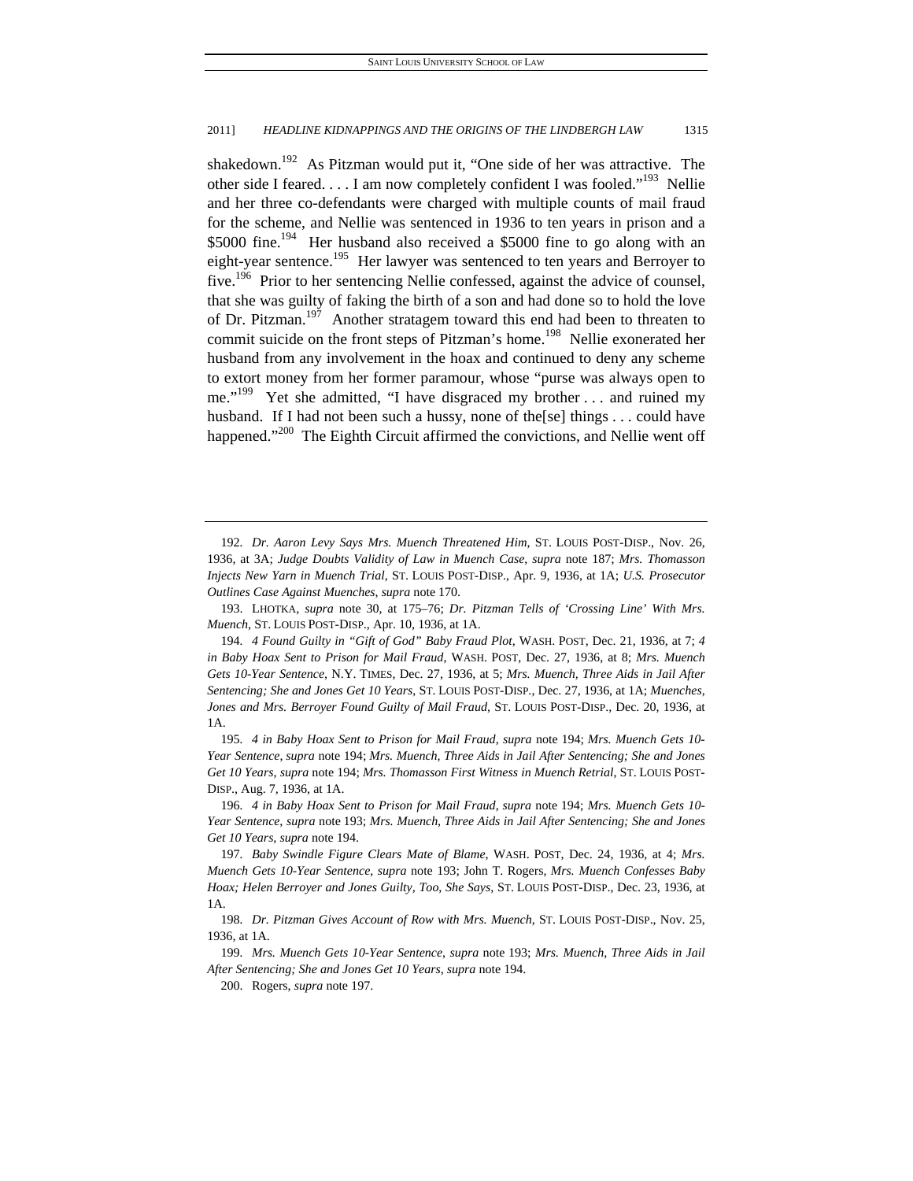shakedown.[192] As Pitzman would put it, "One side of her was attractive. The other side I feared. . . . I am now completely confident I was fooled."[193] Nellie and her three co-defendants were charged with multiple counts of mail fraud for the scheme, and Nellie was sentenced in 1936 to ten years in prison and a \$5000 fine.[194] Her husband also received a \$5000 fine to go along with an eight-year sentence.[195] Her lawyer was sentenced to ten years and Berroyer to five.[196] Prior to her sentencing Nellie confessed, against the advice of counsel, that she was guilty of faking the birth of a son and had done so to hold the love of Dr. Pitzman.[197] Another stratagem toward this end had been to threaten to commit suicide on the front steps of Pitzman's home.[198] Nellie exonerated her husband from any involvement in the hoax and continued to deny any scheme to extort money from her former paramour, whose "purse was always open to me."[199] Yet she admitted, "I have disgraced my brother . . . and ruined my husband. If I had not been such a hussy, none of the[se] things . . . could have happened."[200] The Eighth Circuit affirmed the convictions, and Nellie went off

---

192. *Dr. Aaron Levy Says Mrs. Muench Threatened Him*, ST. LOUIS POST-DISP., Nov. 26, 1936, at 3A; *Judge Doubts Validity of Law in Muench Case*, *supra* note 187; *Mrs. Thomasson Injects New Yarn in Muench Trial*, ST. LOUIS POST-DISP., Apr. 9, 1936, at 1A; *U.S. Prosecutor Outlines Case Against Muenches*, *supra* note 170.

193. LHOTKA, *supra* note 30, at 175–76; *Dr. Pitzman Tells of 'Crossing Line' With Mrs. Muench*, ST. LOUIS POST-DISP., Apr. 10, 1936, at 1A.

194. *4 Found Guilty in "Gift of God" Baby Fraud Plot*, WASH. POST, Dec. 21, 1936, at 7; *4 in Baby Hoax Sent to Prison for Mail Fraud*, WASH. POST, Dec. 27, 1936, at 8; *Mrs. Muench Gets 10-Year Sentence*, N.Y. TIMES, Dec. 27, 1936, at 5; *Mrs. Muench, Three Aids in Jail After Sentencing; She and Jones Get 10 Years*, ST. LOUIS POST-DISP., Dec. 27, 1936, at 1A; *Muenches, Jones and Mrs. Berroyer Found Guilty of Mail Fraud*, ST. LOUIS POST-DISP., Dec. 20, 1936, at 1A.

195. *4 in Baby Hoax Sent to Prison for Mail Fraud*, *supra* note 194; *Mrs. Muench Gets 10-Year Sentence*, *supra* note 194; *Mrs. Muench, Three Aids in Jail After Sentencing; She and Jones Get 10 Years*, *supra* note 194; *Mrs. Thomasson First Witness in Muench Retrial*, ST. LOUIS POST-DISP., Aug. 7, 1936, at 1A.

196. *4 in Baby Hoax Sent to Prison for Mail Fraud*, *supra* note 194; *Mrs. Muench Gets 10-Year Sentence*, *supra* note 193; *Mrs. Muench, Three Aids in Jail After Sentencing; She and Jones Get 10 Years*, *supra* note 194.

197. *Baby Swindle Figure Clears Mate of Blame*, WASH. POST, Dec. 24, 1936, at 4; *Mrs. Muench Gets 10-Year Sentence*, *supra* note 193; John T. Rogers, *Mrs. Muench Confesses Baby Hoax; Helen Berroyer and Jones Guilty, Too, She Says*, ST. LOUIS POST-DISP., Dec. 23, 1936, at 1A.

198. *Dr. Pitzman Gives Account of Row with Mrs. Muench*, ST. LOUIS POST-DISP., Nov. 25, 1936, at 1A.

199. *Mrs. Muench Gets 10-Year Sentence*, *supra* note 193; *Mrs. Muench, Three Aids in Jail After Sentencing; She and Jones Get 10 Years*, *supra* note 194.

200. Rogers, *supra* note 197.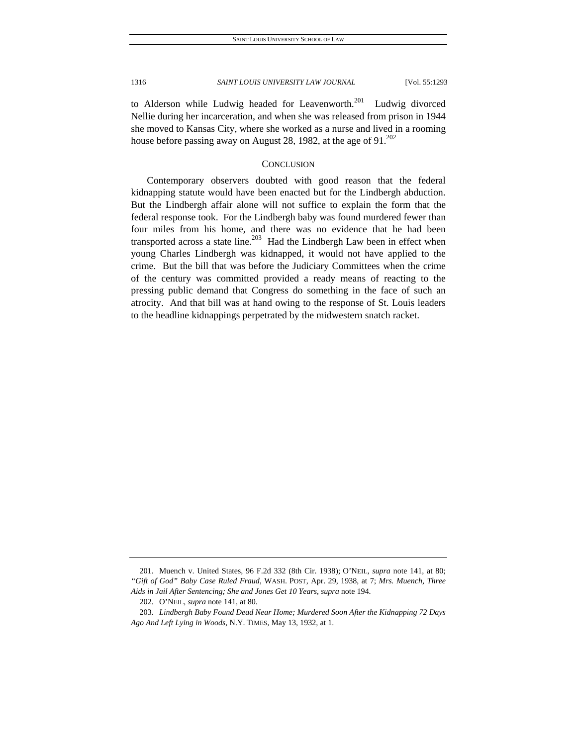to Alderson while Ludwig headed for Leavenworth.[201] Ludwig divorced Nellie during her incarceration, and when she was released from prison in 1944 she moved to Kansas City, where she worked as a nurse and lived in a rooming house before passing away on August 28, 1982, at the age of 91.[202]

## CONCLUSION

Contemporary observers doubted with good reason that the federal kidnapping statute would have been enacted but for the Lindbergh abduction. But the Lindbergh affair alone will not suffice to explain the form that the federal response took. For the Lindbergh baby was found murdered fewer than four miles from his home, and there was no evidence that he had been transported across a state line.[203] Had the Lindbergh Law been in effect when young Charles Lindbergh was kidnapped, it would not have applied to the crime. But the bill that was before the Judiciary Committees when the crime of the century was committed provided a ready means of reacting to the pressing public demand that Congress do something in the face of such an atrocity. And that bill was at hand owing to the response of St. Louis leaders to the headline kidnappings perpetrated by the midwestern snatch racket.

---

201. Muench v. United States, 96 F.2d 332 (8th Cir. 1938); O'NEIL, *supra* note 141, at 80; *"Gift of God" Baby Case Ruled Fraud*, WASH. POST, Apr. 29, 1938, at 7; *Mrs. Muench, Three Aids in Jail After Sentencing; She and Jones Get 10 Years*, *supra* note 194.

202. O'NEIL, *supra* note 141, at 80.

203. *Lindbergh Baby Found Dead Near Home; Murdered Soon After the Kidnapping 72 Days Ago And Left Lying in Woods*, N.Y. TIMES, May 13, 1932, at 1.